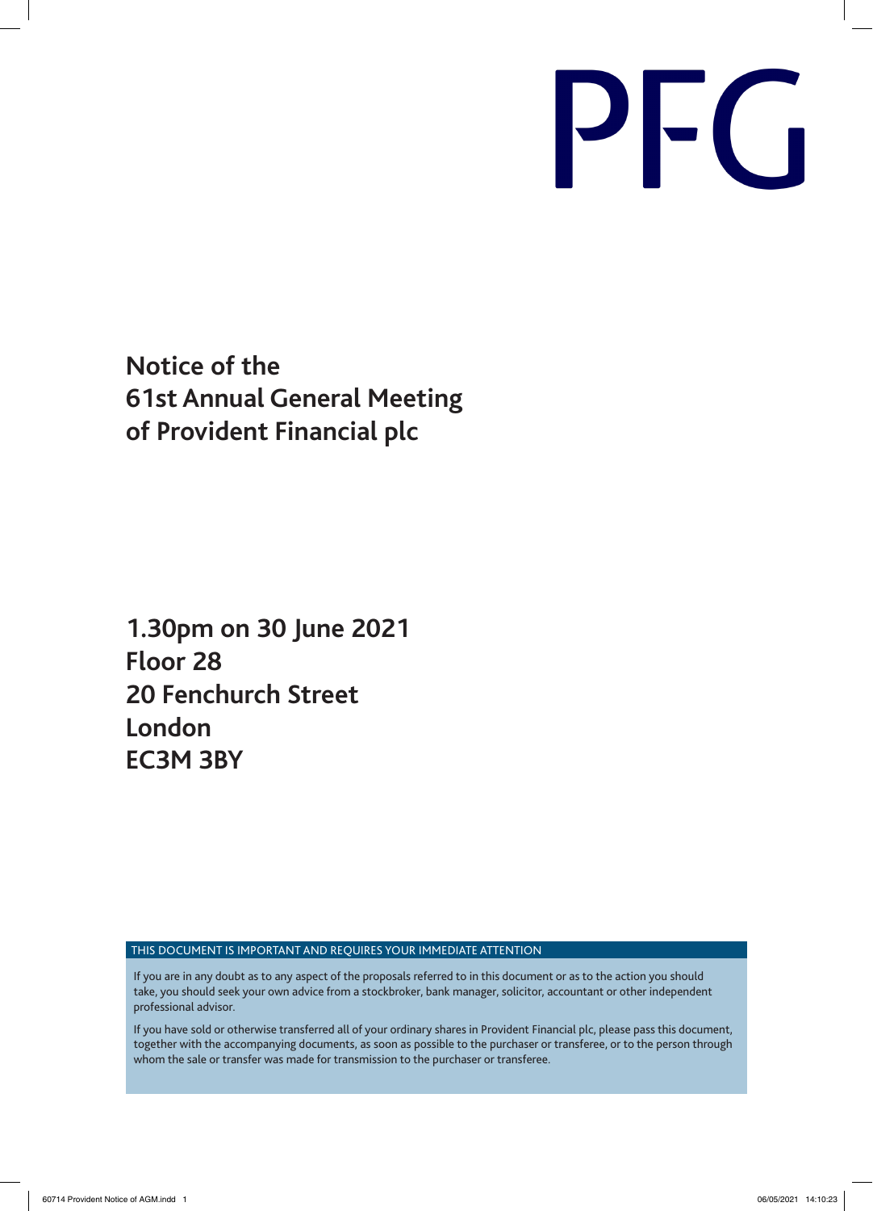PFG

# Notice of the 61st Annual General Meeting of Provident Financial plc

**1.30pm on 30 June 2021**
**Floor 28**
**20 Fenchurch Street**
**London**
**EC3M 3BY**

THIS DOCUMENT IS IMPORTANT AND REQUIRES YOUR IMMEDIATE ATTENTION

If you are in any doubt as to any aspect of the proposals referred to in this document or as to the action you should take, you should seek your own advice from a stockbroker, bank manager, solicitor, accountant or other independent professional advisor.

If you have sold or otherwise transferred all of your ordinary shares in Provident Financial plc, please pass this document, together with the accompanying documents, as soon as possible to the purchaser or transferee, or to the person through whom the sale or transfer was made for transmission to the purchaser or transferee.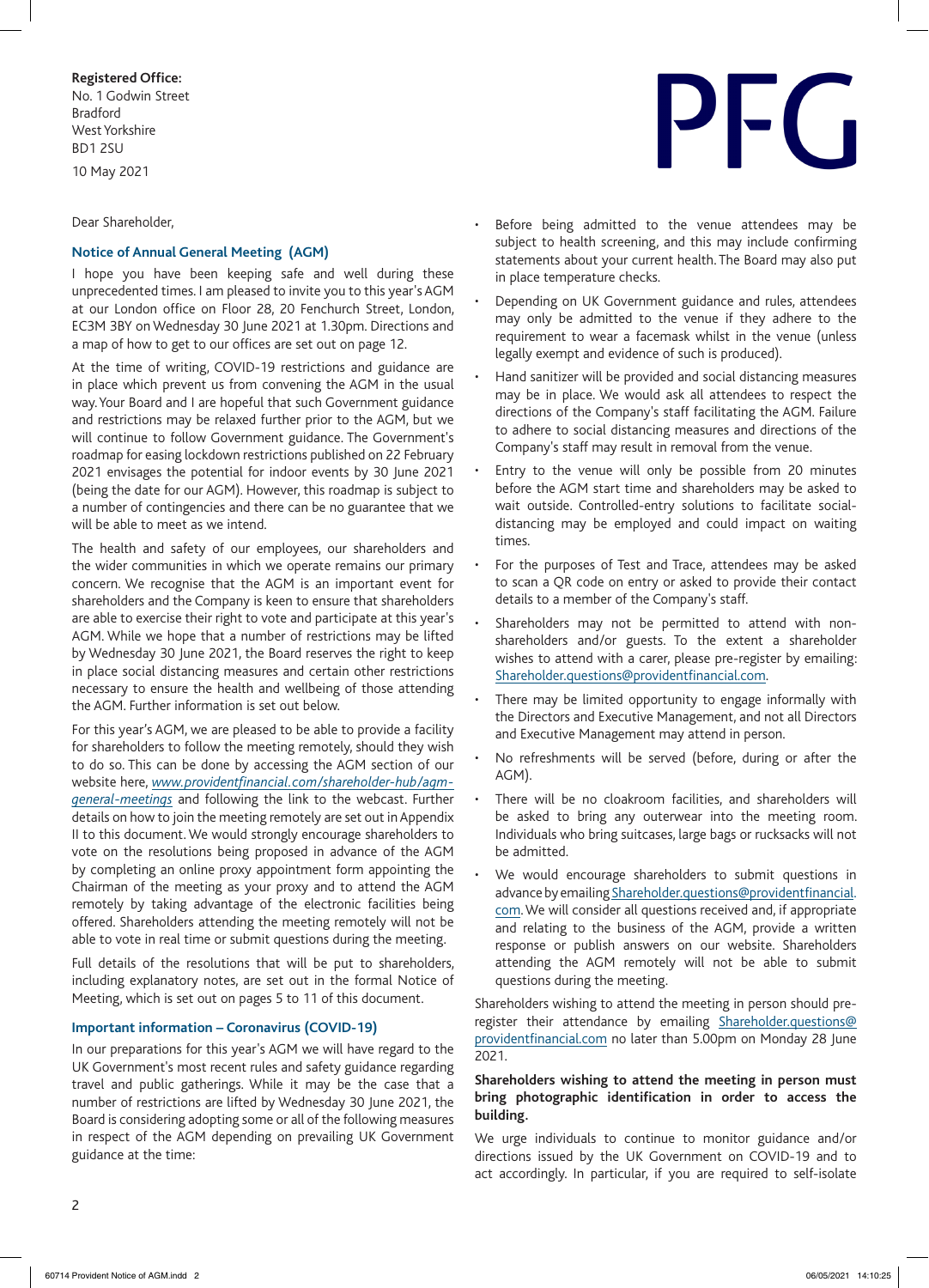**Registered Office:**
No. 1 Godwin Street
Bradford
West Yorkshire
BD1 2SU

10 May 2021

PFG

Dear Shareholder,

## Notice of Annual General Meeting (AGM)

I hope you have been keeping safe and well during these unprecedented times. I am pleased to invite you to this year's AGM at our London office on Floor 28, 20 Fenchurch Street, London, EC3M 3BY on Wednesday 30 June 2021 at 1.30pm. Directions and a map of how to get to our offices are set out on page 12.

At the time of writing, COVID-19 restrictions and guidance are in place which prevent us from convening the AGM in the usual way. Your Board and I are hopeful that such Government guidance and restrictions may be relaxed further prior to the AGM, but we will continue to follow Government guidance. The Government's roadmap for easing lockdown restrictions published on 22 February 2021 envisages the potential for indoor events by 30 June 2021 (being the date for our AGM). However, this roadmap is subject to a number of contingencies and there can be no guarantee that we will be able to meet as we intend.

The health and safety of our employees, our shareholders and the wider communities in which we operate remains our primary concern. We recognise that the AGM is an important event for shareholders and the Company is keen to ensure that shareholders are able to exercise their right to vote and participate at this year's AGM. While we hope that a number of restrictions may be lifted by Wednesday 30 June 2021, the Board reserves the right to keep in place social distancing measures and certain other restrictions necessary to ensure the health and wellbeing of those attending the AGM. Further information is set out below.

For this year's AGM, we are pleased to be able to provide a facility for shareholders to follow the meeting remotely, should they wish to do so. This can be done by accessing the AGM section of our website here, *www.providentfinancial.com/shareholder-hub/agm-general-meetings* and following the link to the webcast. Further details on how to join the meeting remotely are set out in Appendix II to this document. We would strongly encourage shareholders to vote on the resolutions being proposed in advance of the AGM by completing an online proxy appointment form appointing the Chairman of the meeting as your proxy and to attend the AGM remotely by taking advantage of the electronic facilities being offered. Shareholders attending the meeting remotely will not be able to vote in real time or submit questions during the meeting.

Full details of the resolutions that will be put to shareholders, including explanatory notes, are set out in the formal Notice of Meeting, which is set out on pages 5 to 11 of this document.

## Important information – Coronavirus (COVID-19)

In our preparations for this year's AGM we will have regard to the UK Government's most recent rules and safety guidance regarding travel and public gatherings. While it may be the case that a number of restrictions are lifted by Wednesday 30 June 2021, the Board is considering adopting some or all of the following measures in respect of the AGM depending on prevailing UK Government guidance at the time:

- Before being admitted to the venue attendees may be subject to health screening, and this may include confirming statements about your current health. The Board may also put in place temperature checks.
- Depending on UK Government guidance and rules, attendees may only be admitted to the venue if they adhere to the requirement to wear a facemask whilst in the venue (unless legally exempt and evidence of such is produced).
- Hand sanitizer will be provided and social distancing measures may be in place. We would ask all attendees to respect the directions of the Company's staff facilitating the AGM. Failure to adhere to social distancing measures and directions of the Company's staff may result in removal from the venue.
- Entry to the venue will only be possible from 20 minutes before the AGM start time and shareholders may be asked to wait outside. Controlled-entry solutions to facilitate social-distancing may be employed and could impact on waiting times.
- For the purposes of Test and Trace, attendees may be asked to scan a QR code on entry or asked to provide their contact details to a member of the Company's staff.
- Shareholders may not be permitted to attend with non-shareholders and/or guests. To the extent a shareholder wishes to attend with a carer, please pre-register by emailing: Shareholder.questions@providentfinancial.com.
- There may be limited opportunity to engage informally with the Directors and Executive Management, and not all Directors and Executive Management may attend in person.
- No refreshments will be served (before, during or after the AGM).
- There will be no cloakroom facilities, and shareholders will be asked to bring any outerwear into the meeting room. Individuals who bring suitcases, large bags or rucksacks will not be admitted.
- We would encourage shareholders to submit questions in advance by emailing Shareholder.questions@providentfinancial.com. We will consider all questions received and, if appropriate and relating to the business of the AGM, provide a written response or publish answers on our website. Shareholders attending the AGM remotely will not be able to submit questions during the meeting.

Shareholders wishing to attend the meeting in person should pre-register their attendance by emailing Shareholder.questions@providentfinancial.com no later than 5.00pm on Monday 28 June 2021.

**Shareholders wishing to attend the meeting in person must bring photographic identification in order to access the building.**

We urge individuals to continue to monitor guidance and/or directions issued by the UK Government on COVID-19 and to act accordingly. In particular, if you are required to self-isolate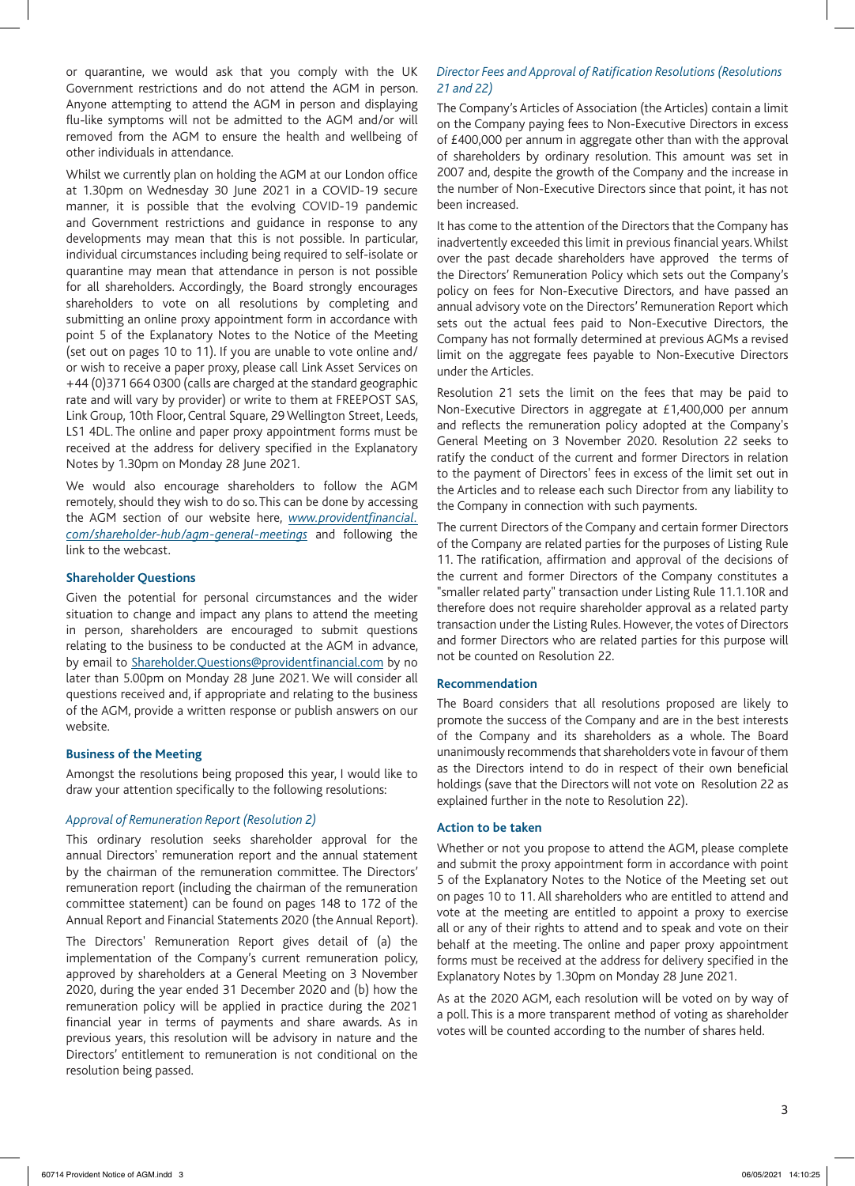or quarantine, we would ask that you comply with the UK Government restrictions and do not attend the AGM in person. Anyone attempting to attend the AGM in person and displaying flu-like symptoms will not be admitted to the AGM and/or will removed from the AGM to ensure the health and wellbeing of other individuals in attendance.

Whilst we currently plan on holding the AGM at our London office at 1.30pm on Wednesday 30 June 2021 in a COVID-19 secure manner, it is possible that the evolving COVID-19 pandemic and Government restrictions and guidance in response to any developments may mean that this is not possible. In particular, individual circumstances including being required to self-isolate or quarantine may mean that attendance in person is not possible for all shareholders. Accordingly, the Board strongly encourages shareholders to vote on all resolutions by completing and submitting an online proxy appointment form in accordance with point 5 of the Explanatory Notes to the Notice of the Meeting (set out on pages 10 to 11). If you are unable to vote online and/or wish to receive a paper proxy, please call Link Asset Services on +44 (0)371 664 0300 (calls are charged at the standard geographic rate and will vary by provider) or write to them at FREEPOST SAS, Link Group, 10th Floor, Central Square, 29 Wellington Street, Leeds, LS1 4DL. The online and paper proxy appointment forms must be received at the address for delivery specified in the Explanatory Notes by 1.30pm on Monday 28 June 2021.

We would also encourage shareholders to follow the AGM remotely, should they wish to do so. This can be done by accessing the AGM section of our website here, *www.providentfinancial.com/shareholder-hub/agm-general-meetings* and following the link to the webcast.

### Shareholder Questions

Given the potential for personal circumstances and the wider situation to change and impact any plans to attend the meeting in person, shareholders are encouraged to submit questions relating to the business to be conducted at the AGM in advance, by email to Shareholder.Questions@providentfinancial.com by no later than 5.00pm on Monday 28 June 2021. We will consider all questions received and, if appropriate and relating to the business of the AGM, provide a written response or publish answers on our website.

### Business of the Meeting

Amongst the resolutions being proposed this year, I would like to draw your attention specifically to the following resolutions:

*Approval of Remuneration Report (Resolution 2)*

This ordinary resolution seeks shareholder approval for the annual Directors' remuneration report and the annual statement by the chairman of the remuneration committee. The Directors' remuneration report (including the chairman of the remuneration committee statement) can be found on pages 148 to 172 of the Annual Report and Financial Statements 2020 (the Annual Report).

The Directors' Remuneration Report gives detail of (a) the implementation of the Company's current remuneration policy, approved by shareholders at a General Meeting on 3 November 2020, during the year ended 31 December 2020 and (b) how the remuneration policy will be applied in practice during the 2021 financial year in terms of payments and share awards. As in previous years, this resolution will be advisory in nature and the Directors' entitlement to remuneration is not conditional on the resolution being passed.

*Director Fees and Approval of Ratification Resolutions (Resolutions 21 and 22)*

The Company's Articles of Association (the Articles) contain a limit on the Company paying fees to Non-Executive Directors in excess of £400,000 per annum in aggregate other than with the approval of shareholders by ordinary resolution. This amount was set in 2007 and, despite the growth of the Company and the increase in the number of Non-Executive Directors since that point, it has not been increased.

It has come to the attention of the Directors that the Company has inadvertently exceeded this limit in previous financial years. Whilst over the past decade shareholders have approved the terms of the Directors' Remuneration Policy which sets out the Company's policy on fees for Non-Executive Directors, and have passed an annual advisory vote on the Directors' Remuneration Report which sets out the actual fees paid to Non-Executive Directors, the Company has not formally determined at previous AGMs a revised limit on the aggregate fees payable to Non-Executive Directors under the Articles.

Resolution 21 sets the limit on the fees that may be paid to Non-Executive Directors in aggregate at £1,400,000 per annum and reflects the remuneration policy adopted at the Company's General Meeting on 3 November 2020. Resolution 22 seeks to ratify the conduct of the current and former Directors in relation to the payment of Directors' fees in excess of the limit set out in the Articles and to release each such Director from any liability to the Company in connection with such payments.

The current Directors of the Company and certain former Directors of the Company are related parties for the purposes of Listing Rule 11. The ratification, affirmation and approval of the decisions of the current and former Directors of the Company constitutes a "smaller related party" transaction under Listing Rule 11.1.10R and therefore does not require shareholder approval as a related party transaction under the Listing Rules. However, the votes of Directors and former Directors who are related parties for this purpose will not be counted on Resolution 22.

### Recommendation

The Board considers that all resolutions proposed are likely to promote the success of the Company and are in the best interests of the Company and its shareholders as a whole. The Board unanimously recommends that shareholders vote in favour of them as the Directors intend to do in respect of their own beneficial holdings (save that the Directors will not vote on Resolution 22 as explained further in the note to Resolution 22).

### Action to be taken

Whether or not you propose to attend the AGM, please complete and submit the proxy appointment form in accordance with point 5 of the Explanatory Notes to the Notice of the Meeting set out on pages 10 to 11. All shareholders who are entitled to attend and vote at the meeting are entitled to appoint a proxy to exercise all or any of their rights to attend and to speak and vote on their behalf at the meeting. The online and paper proxy appointment forms must be received at the address for delivery specified in the Explanatory Notes by 1.30pm on Monday 28 June 2021.

As at the 2020 AGM, each resolution will be voted on by way of a poll. This is a more transparent method of voting as shareholder votes will be counted according to the number of shares held.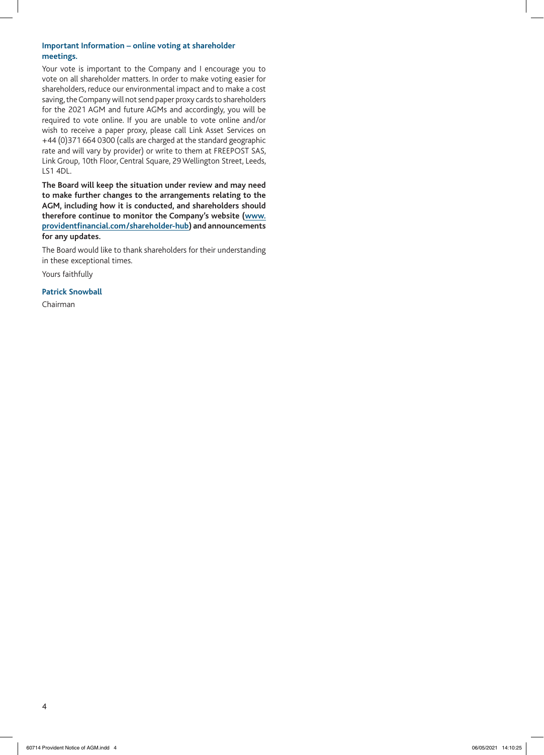### Important Information – online voting at shareholder meetings.

Your vote is important to the Company and I encourage you to vote on all shareholder matters. In order to make voting easier for shareholders, reduce our environmental impact and to make a cost saving, the Company will not send paper proxy cards to shareholders for the 2021 AGM and future AGMs and accordingly, you will be required to vote online. If you are unable to vote online and/or wish to receive a paper proxy, please call Link Asset Services on +44 (0)371 664 0300 (calls are charged at the standard geographic rate and will vary by provider) or write to them at FREEPOST SAS, Link Group, 10th Floor, Central Square, 29 Wellington Street, Leeds, LS1 4DL.

**The Board will keep the situation under review and may need to make further changes to the arrangements relating to the AGM, including how it is conducted, and shareholders should therefore continue to monitor the Company's website (www.providentfinancial.com/shareholder-hub) and announcements for any updates.**

The Board would like to thank shareholders for their understanding in these exceptional times.

Yours faithfully

**Patrick Snowball**

Chairman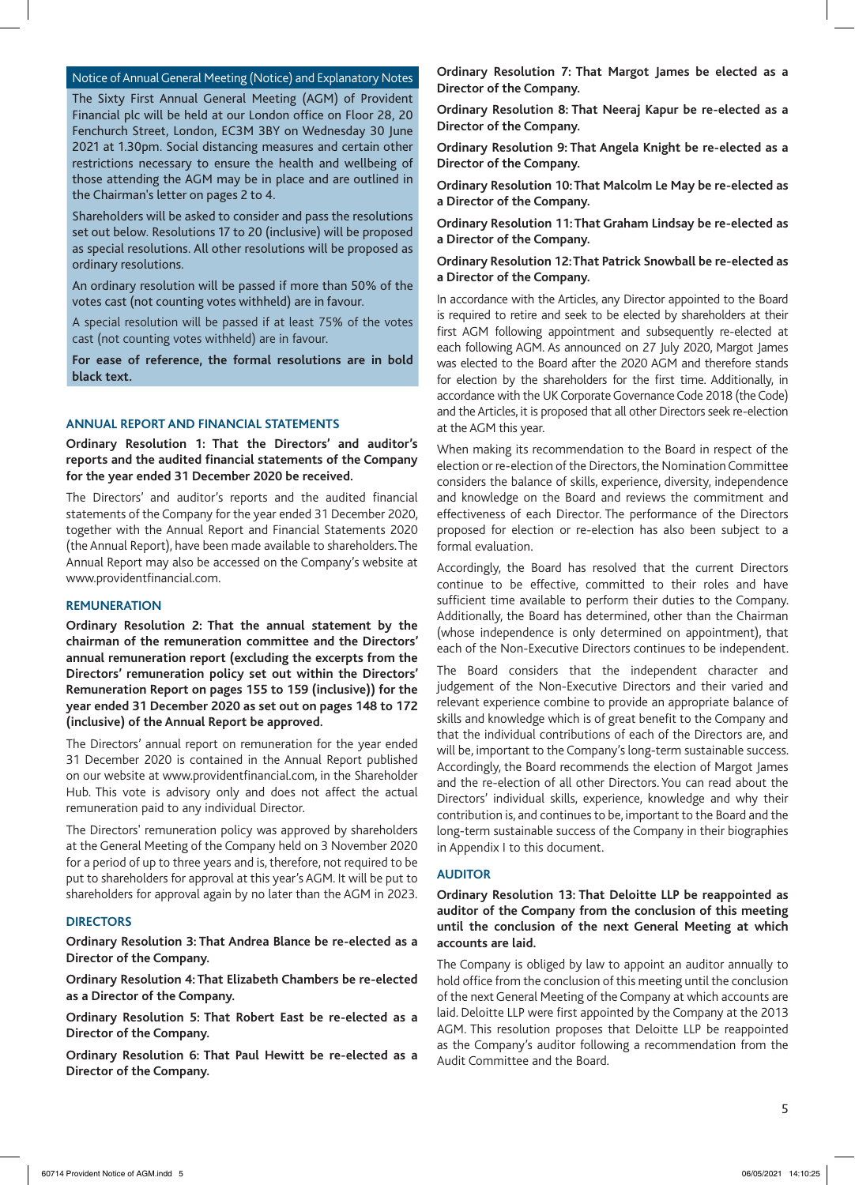## Notice of Annual General Meeting (Notice) and Explanatory Notes

The Sixty First Annual General Meeting (AGM) of Provident Financial plc will be held at our London office on Floor 28, 20 Fenchurch Street, London, EC3M 3BY on Wednesday 30 June 2021 at 1.30pm. Social distancing measures and certain other restrictions necessary to ensure the health and wellbeing of those attending the AGM may be in place and are outlined in the Chairman's letter on pages 2 to 4.

Shareholders will be asked to consider and pass the resolutions set out below. Resolutions 17 to 20 (inclusive) will be proposed as special resolutions. All other resolutions will be proposed as ordinary resolutions.

An ordinary resolution will be passed if more than 50% of the votes cast (not counting votes withheld) are in favour.

A special resolution will be passed if at least 75% of the votes cast (not counting votes withheld) are in favour.

**For ease of reference, the formal resolutions are in bold black text.**

### ANNUAL REPORT AND FINANCIAL STATEMENTS

**Ordinary Resolution 1: That the Directors' and auditor's reports and the audited financial statements of the Company for the year ended 31 December 2020 be received.**

The Directors' and auditor's reports and the audited financial statements of the Company for the year ended 31 December 2020, together with the Annual Report and Financial Statements 2020 (the Annual Report), have been made available to shareholders. The Annual Report may also be accessed on the Company's website at www.providentfinancial.com.

### REMUNERATION

**Ordinary Resolution 2: That the annual statement by the chairman of the remuneration committee and the Directors' annual remuneration report (excluding the excerpts from the Directors' remuneration policy set out within the Directors' Remuneration Report on pages 155 to 159 (inclusive)) for the year ended 31 December 2020 as set out on pages 148 to 172 (inclusive) of the Annual Report be approved.**

The Directors' annual report on remuneration for the year ended 31 December 2020 is contained in the Annual Report published on our website at www.providentfinancial.com, in the Shareholder Hub. This vote is advisory only and does not affect the actual remuneration paid to any individual Director.

The Directors' remuneration policy was approved by shareholders at the General Meeting of the Company held on 3 November 2020 for a period of up to three years and is, therefore, not required to be put to shareholders for approval at this year's AGM. It will be put to shareholders for approval again by no later than the AGM in 2023.

### DIRECTORS

**Ordinary Resolution 3: That Andrea Blance be re-elected as a Director of the Company.**

**Ordinary Resolution 4: That Elizabeth Chambers be re-elected as a Director of the Company.**

**Ordinary Resolution 5: That Robert East be re-elected as a Director of the Company.**

**Ordinary Resolution 6: That Paul Hewitt be re-elected as a Director of the Company.**

**Ordinary Resolution 7: That Margot James be elected as a Director of the Company.**

**Ordinary Resolution 8: That Neeraj Kapur be re-elected as a Director of the Company.**

**Ordinary Resolution 9: That Angela Knight be re-elected as a Director of the Company.**

**Ordinary Resolution 10: That Malcolm Le May be re-elected as a Director of the Company.**

**Ordinary Resolution 11: That Graham Lindsay be re-elected as a Director of the Company.**

**Ordinary Resolution 12: That Patrick Snowball be re-elected as a Director of the Company.**

In accordance with the Articles, any Director appointed to the Board is required to retire and seek to be elected by shareholders at their first AGM following appointment and subsequently re-elected at each following AGM. As announced on 27 July 2020, Margot James was elected to the Board after the 2020 AGM and therefore stands for election by the shareholders for the first time. Additionally, in accordance with the UK Corporate Governance Code 2018 (the Code) and the Articles, it is proposed that all other Directors seek re-election at the AGM this year.

When making its recommendation to the Board in respect of the election or re-election of the Directors, the Nomination Committee considers the balance of skills, experience, diversity, independence and knowledge on the Board and reviews the commitment and effectiveness of each Director. The performance of the Directors proposed for election or re-election has also been subject to a formal evaluation.

Accordingly, the Board has resolved that the current Directors continue to be effective, committed to their roles and have sufficient time available to perform their duties to the Company. Additionally, the Board has determined, other than the Chairman (whose independence is only determined on appointment), that each of the Non-Executive Directors continues to be independent.

The Board considers that the independent character and judgement of the Non-Executive Directors and their varied and relevant experience combine to provide an appropriate balance of skills and knowledge which is of great benefit to the Company and that the individual contributions of each of the Directors are, and will be, important to the Company's long-term sustainable success. Accordingly, the Board recommends the election of Margot James and the re-election of all other Directors. You can read about the Directors' individual skills, experience, knowledge and why their contribution is, and continues to be, important to the Board and the long-term sustainable success of the Company in their biographies in Appendix I to this document.

### AUDITOR

**Ordinary Resolution 13: That Deloitte LLP be reappointed as auditor of the Company from the conclusion of this meeting until the conclusion of the next General Meeting at which accounts are laid.**

The Company is obliged by law to appoint an auditor annually to hold office from the conclusion of this meeting until the conclusion of the next General Meeting of the Company at which accounts are laid. Deloitte LLP were first appointed by the Company at the 2013 AGM. This resolution proposes that Deloitte LLP be reappointed as the Company's auditor following a recommendation from the Audit Committee and the Board.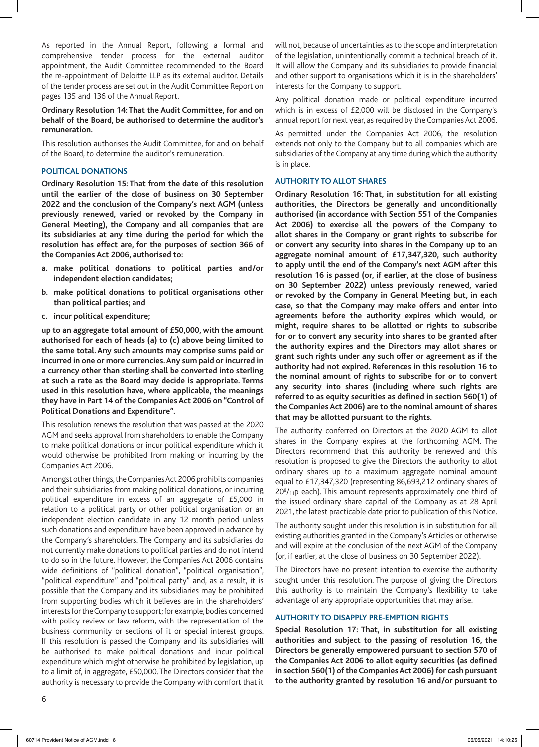As reported in the Annual Report, following a formal and comprehensive tender process for the external auditor appointment, the Audit Committee recommended to the Board the re-appointment of Deloitte LLP as its external auditor. Details of the tender process are set out in the Audit Committee Report on pages 135 and 136 of the Annual Report.

**Ordinary Resolution 14: That the Audit Committee, for and on behalf of the Board, be authorised to determine the auditor's remuneration.**

This resolution authorises the Audit Committee, for and on behalf of the Board, to determine the auditor's remuneration.

## POLITICAL DONATIONS

**Ordinary Resolution 15: That from the date of this resolution until the earlier of the close of business on 30 September 2022 and the conclusion of the Company's next AGM (unless previously renewed, varied or revoked by the Company in General Meeting), the Company and all companies that are its subsidiaries at any time during the period for which the resolution has effect are, for the purposes of section 366 of the Companies Act 2006, authorised to:**

**a. make political donations to political parties and/or independent election candidates;**

**b. make political donations to political organisations other than political parties; and**

**c. incur political expenditure;**

**up to an aggregate total amount of £50,000, with the amount authorised for each of heads (a) to (c) above being limited to the same total. Any such amounts may comprise sums paid or incurred in one or more currencies. Any sum paid or incurred in a currency other than sterling shall be converted into sterling at such a rate as the Board may decide is appropriate. Terms used in this resolution have, where applicable, the meanings they have in Part 14 of the Companies Act 2006 on "Control of Political Donations and Expenditure".**

This resolution renews the resolution that was passed at the 2020 AGM and seeks approval from shareholders to enable the Company to make political donations or incur political expenditure which it would otherwise be prohibited from making or incurring by the Companies Act 2006.

Amongst other things, the Companies Act 2006 prohibits companies and their subsidiaries from making political donations, or incurring political expenditure in excess of an aggregate of £5,000 in relation to a political party or other political organisation or an independent election candidate in any 12 month period unless such donations and expenditure have been approved in advance by the Company's shareholders. The Company and its subsidiaries do not currently make donations to political parties and do not intend to do so in the future. However, the Companies Act 2006 contains wide definitions of "political donation", "political organisation", "political expenditure" and "political party" and, as a result, it is possible that the Company and its subsidiaries may be prohibited from supporting bodies which it believes are in the shareholders' interests for the Company to support; for example, bodies concerned with policy review or law reform, with the representation of the business community or sections of it or special interest groups. If this resolution is passed the Company and its subsidiaries will be authorised to make political donations and incur political expenditure which might otherwise be prohibited by legislation, up to a limit of, in aggregate, £50,000. The Directors consider that the authority is necessary to provide the Company with comfort that it will not, because of uncertainties as to the scope and interpretation of the legislation, unintentionally commit a technical breach of it. It will allow the Company and its subsidiaries to provide financial and other support to organisations which it is in the shareholders' interests for the Company to support.

Any political donation made or political expenditure incurred which is in excess of £2,000 will be disclosed in the Company's annual report for next year, as required by the Companies Act 2006.

As permitted under the Companies Act 2006, the resolution extends not only to the Company but to all companies which are subsidiaries of the Company at any time during which the authority is in place.

## AUTHORITY TO ALLOT SHARES

**Ordinary Resolution 16: That, in substitution for all existing authorities, the Directors be generally and unconditionally authorised (in accordance with Section 551 of the Companies Act 2006) to exercise all the powers of the Company to allot shares in the Company or grant rights to subscribe for or convert any security into shares in the Company up to an aggregate nominal amount of £17,347,320, such authority to apply until the end of the Company's next AGM after this resolution 16 is passed (or, if earlier, at the close of business on 30 September 2022) unless previously renewed, varied or revoked by the Company in General Meeting but, in each case, so that the Company may make offers and enter into agreements before the authority expires which would, or might, require shares to be allotted or rights to subscribe for or to convert any security into shares to be granted after the authority expires and the Directors may allot shares or grant such rights under any such offer or agreement as if the authority had not expired. References in this resolution 16 to the nominal amount of rights to subscribe for or to convert any security into shares (including where such rights are referred to as equity securities as defined in section 560(1) of the Companies Act 2006) are to the nominal amount of shares that may be allotted pursuant to the rights.**

The authority conferred on Directors at the 2020 AGM to allot shares in the Company expires at the forthcoming AGM. The Directors recommend that this authority be renewed and this resolution is proposed to give the Directors the authority to allot ordinary shares up to a maximum aggregate nominal amount equal to £17,347,320 (representing 86,693,212 ordinary shares of $20^{8}/_{11}$p each). This amount represents approximately one third of the issued ordinary share capital of the Company as at 28 April 2021, the latest practicable date prior to publication of this Notice.

The authority sought under this resolution is in substitution for all existing authorities granted in the Company's Articles or otherwise and will expire at the conclusion of the next AGM of the Company (or, if earlier, at the close of business on 30 September 2022).

The Directors have no present intention to exercise the authority sought under this resolution. The purpose of giving the Directors this authority is to maintain the Company's flexibility to take advantage of any appropriate opportunities that may arise.

## AUTHORITY TO DISAPPLY PRE-EMPTION RIGHTS

**Special Resolution 17: That, in substitution for all existing authorities and subject to the passing of resolution 16, the Directors be generally empowered pursuant to section 570 of the Companies Act 2006 to allot equity securities (as defined in section 560(1) of the Companies Act 2006) for cash pursuant to the authority granted by resolution 16 and/or pursuant to**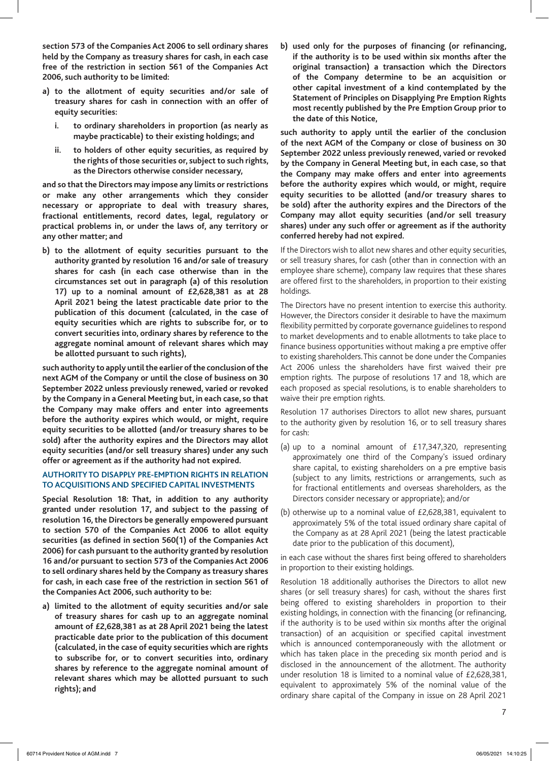**section 573 of the Companies Act 2006 to sell ordinary shares held by the Company as treasury shares for cash, in each case free of the restriction in section 561 of the Companies Act 2006, such authority to be limited:**

**a) to the allotment of equity securities and/or sale of treasury shares for cash in connection with an offer of equity securities:**

**i. to ordinary shareholders in proportion (as nearly as maybe practicable) to their existing holdings; and**

**ii. to holders of other equity securities, as required by the rights of those securities or, subject to such rights, as the Directors otherwise consider necessary,**

**and so that the Directors may impose any limits or restrictions or make any other arrangements which they consider necessary or appropriate to deal with treasury shares, fractional entitlements, record dates, legal, regulatory or practical problems in, or under the laws of, any territory or any other matter; and**

**b) to the allotment of equity securities pursuant to the authority granted by resolution 16 and/or sale of treasury shares for cash (in each case otherwise than in the circumstances set out in paragraph (a) of this resolution 17) up to a nominal amount of £2,628,381 as at 28 April 2021 being the latest practicable date prior to the publication of this document (calculated, in the case of equity securities which are rights to subscribe for, or to convert securities into, ordinary shares by reference to the aggregate nominal amount of relevant shares which may be allotted pursuant to such rights),**

**such authority to apply until the earlier of the conclusion of the next AGM of the Company or until the close of business on 30 September 2022 unless previously renewed, varied or revoked by the Company in a General Meeting but, in each case, so that the Company may make offers and enter into agreements before the authority expires which would, or might, require equity securities to be allotted (and/or treasury shares to be sold) after the authority expires and the Directors may allot equity securities (and/or sell treasury shares) under any such offer or agreement as if the authority had not expired.**

## AUTHORITY TO DISAPPLY PRE-EMPTION RIGHTS IN RELATION TO ACQUISITIONS AND SPECIFIED CAPITAL INVESTMENTS

**Special Resolution 18: That, in addition to any authority granted under resolution 17, and subject to the passing of resolution 16, the Directors be generally empowered pursuant to section 570 of the Companies Act 2006 to allot equity securities (as defined in section 560(1) of the Companies Act 2006) for cash pursuant to the authority granted by resolution 16 and/or pursuant to section 573 of the Companies Act 2006 to sell ordinary shares held by the Company as treasury shares for cash, in each case free of the restriction in section 561 of the Companies Act 2006, such authority to be:**

**a) limited to the allotment of equity securities and/or sale of treasury shares for cash up to an aggregate nominal amount of £2,628,381 as at 28 April 2021 being the latest practicable date prior to the publication of this document (calculated, in the case of equity securities which are rights to subscribe for, or to convert securities into, ordinary shares by reference to the aggregate nominal amount of relevant shares which may be allotted pursuant to such rights); and**

**b) used only for the purposes of financing (or refinancing, if the authority is to be used within six months after the original transaction) a transaction which the Directors of the Company determine to be an acquisition or other capital investment of a kind contemplated by the Statement of Principles on Disapplying Pre Emption Rights most recently published by the Pre Emption Group prior to the date of this Notice,**

**such authority to apply until the earlier of the conclusion of the next AGM of the Company or close of business on 30 September 2022 unless previously renewed, varied or revoked by the Company in General Meeting but, in each case, so that the Company may make offers and enter into agreements before the authority expires which would, or might, require equity securities to be allotted (and/or treasury shares to be sold) after the authority expires and the Directors of the Company may allot equity securities (and/or sell treasury shares) under any such offer or agreement as if the authority conferred hereby had not expired.**

If the Directors wish to allot new shares and other equity securities, or sell treasury shares, for cash (other than in connection with an employee share scheme), company law requires that these shares are offered first to the shareholders, in proportion to their existing holdings.

The Directors have no present intention to exercise this authority. However, the Directors consider it desirable to have the maximum flexibility permitted by corporate governance guidelines to respond to market developments and to enable allotments to take place to finance business opportunities without making a pre emptive offer to existing shareholders. This cannot be done under the Companies Act 2006 unless the shareholders have first waived their pre emption rights. The purpose of resolutions 17 and 18, which are each proposed as special resolutions, is to enable shareholders to waive their pre emption rights.

Resolution 17 authorises Directors to allot new shares, pursuant to the authority given by resolution 16, or to sell treasury shares for cash:

(a) up to a nominal amount of £17,347,320, representing approximately one third of the Company's issued ordinary share capital, to existing shareholders on a pre emptive basis (subject to any limits, restrictions or arrangements, such as for fractional entitlements and overseas shareholders, as the Directors consider necessary or appropriate); and/or

(b) otherwise up to a nominal value of £2,628,381, equivalent to approximately 5% of the total issued ordinary share capital of the Company as at 28 April 2021 (being the latest practicable date prior to the publication of this document),

in each case without the shares first being offered to shareholders in proportion to their existing holdings.

Resolution 18 additionally authorises the Directors to allot new shares (or sell treasury shares) for cash, without the shares first being offered to existing shareholders in proportion to their existing holdings, in connection with the financing (or refinancing, if the authority is to be used within six months after the original transaction) of an acquisition or specified capital investment which is announced contemporaneously with the allotment or which has taken place in the preceding six month period and is disclosed in the announcement of the allotment. The authority under resolution 18 is limited to a nominal value of £2,628,381, equivalent to approximately 5% of the nominal value of the ordinary share capital of the Company in issue on 28 April 2021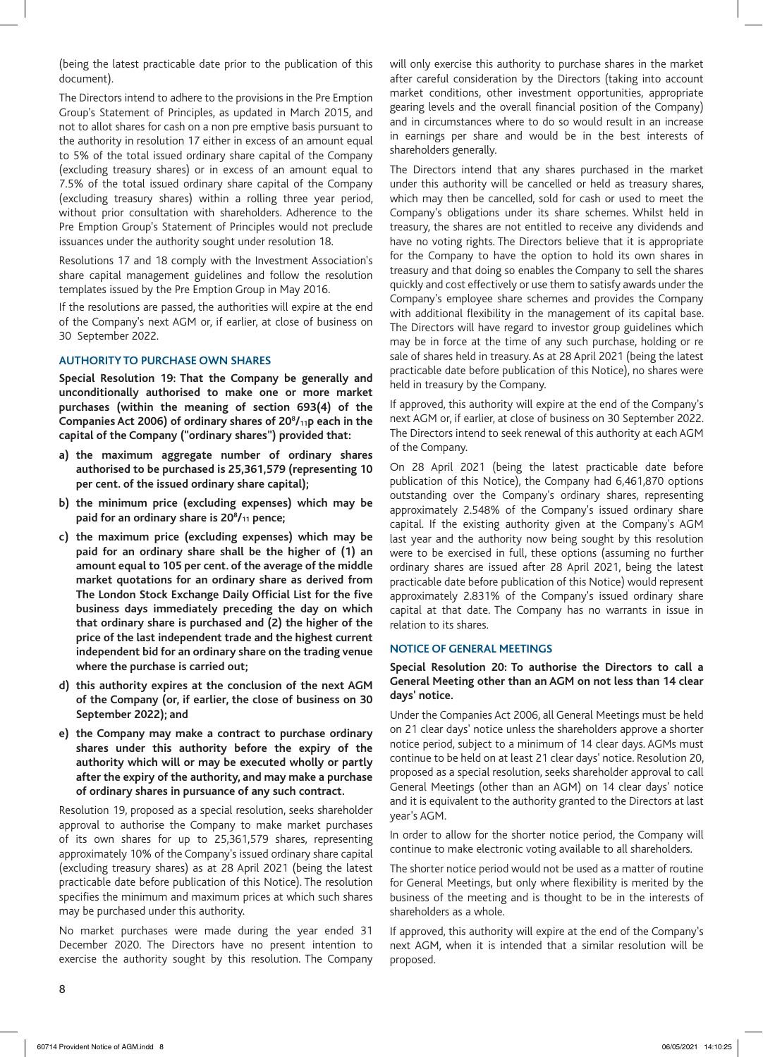(being the latest practicable date prior to the publication of this document).

The Directors intend to adhere to the provisions in the Pre Emption Group's Statement of Principles, as updated in March 2015, and not to allot shares for cash on a non pre emptive basis pursuant to the authority in resolution 17 either in excess of an amount equal to 5% of the total issued ordinary share capital of the Company (excluding treasury shares) or in excess of an amount equal to 7.5% of the total issued ordinary share capital of the Company (excluding treasury shares) within a rolling three year period, without prior consultation with shareholders. Adherence to the Pre Emption Group's Statement of Principles would not preclude issuances under the authority sought under resolution 18.

Resolutions 17 and 18 comply with the Investment Association's share capital management guidelines and follow the resolution templates issued by the Pre Emption Group in May 2016.

If the resolutions are passed, the authorities will expire at the end of the Company's next AGM or, if earlier, at close of business on 30 September 2022.

## AUTHORITY TO PURCHASE OWN SHARES

**Special Resolution 19: That the Company be generally and unconditionally authorised to make one or more market purchases (within the meaning of section 693(4) of the Companies Act 2006) of ordinary shares of $20^{8}/_{11}$p each in the capital of the Company ("ordinary shares") provided that:**

- **a) the maximum aggregate number of ordinary shares authorised to be purchased is 25,361,579 (representing 10 per cent. of the issued ordinary share capital);**
- **b) the minimum price (excluding expenses) which may be paid for an ordinary share is $20^{8}/_{11}$ pence;**
- **c) the maximum price (excluding expenses) which may be paid for an ordinary share shall be the higher of (1) an amount equal to 105 per cent. of the average of the middle market quotations for an ordinary share as derived from The London Stock Exchange Daily Official List for the five business days immediately preceding the day on which that ordinary share is purchased and (2) the higher of the price of the last independent trade and the highest current independent bid for an ordinary share on the trading venue where the purchase is carried out;**
- **d) this authority expires at the conclusion of the next AGM of the Company (or, if earlier, the close of business on 30 September 2022); and**
- **e) the Company may make a contract to purchase ordinary shares under this authority before the expiry of the authority which will or may be executed wholly or partly after the expiry of the authority, and may make a purchase of ordinary shares in pursuance of any such contract.**

Resolution 19, proposed as a special resolution, seeks shareholder approval to authorise the Company to make market purchases of its own shares for up to 25,361,579 shares, representing approximately 10% of the Company's issued ordinary share capital (excluding treasury shares) as at 28 April 2021 (being the latest practicable date before publication of this Notice). The resolution specifies the minimum and maximum prices at which such shares may be purchased under this authority.

No market purchases were made during the year ended 31 December 2020. The Directors have no present intention to exercise the authority sought by this resolution. The Company will only exercise this authority to purchase shares in the market after careful consideration by the Directors (taking into account market conditions, other investment opportunities, appropriate gearing levels and the overall financial position of the Company) and in circumstances where to do so would result in an increase in earnings per share and would be in the best interests of shareholders generally.

The Directors intend that any shares purchased in the market under this authority will be cancelled or held as treasury shares, which may then be cancelled, sold for cash or used to meet the Company's obligations under its share schemes. Whilst held in treasury, the shares are not entitled to receive any dividends and have no voting rights. The Directors believe that it is appropriate for the Company to have the option to hold its own shares in treasury and that doing so enables the Company to sell the shares quickly and cost effectively or use them to satisfy awards under the Company's employee share schemes and provides the Company with additional flexibility in the management of its capital base. The Directors will have regard to investor group guidelines which may be in force at the time of any such purchase, holding or re sale of shares held in treasury. As at 28 April 2021 (being the latest practicable date before publication of this Notice), no shares were held in treasury by the Company.

If approved, this authority will expire at the end of the Company's next AGM or, if earlier, at close of business on 30 September 2022. The Directors intend to seek renewal of this authority at each AGM of the Company.

On 28 April 2021 (being the latest practicable date before publication of this Notice), the Company had 6,461,870 options outstanding over the Company's ordinary shares, representing approximately 2.548% of the Company's issued ordinary share capital. If the existing authority given at the Company's AGM last year and the authority now being sought by this resolution were to be exercised in full, these options (assuming no further ordinary shares are issued after 28 April 2021, being the latest practicable date before publication of this Notice) would represent approximately 2.831% of the Company's issued ordinary share capital at that date. The Company has no warrants in issue in relation to its shares.

## NOTICE OF GENERAL MEETINGS

**Special Resolution 20: To authorise the Directors to call a General Meeting other than an AGM on not less than 14 clear days' notice.**

Under the Companies Act 2006, all General Meetings must be held on 21 clear days' notice unless the shareholders approve a shorter notice period, subject to a minimum of 14 clear days. AGMs must continue to be held on at least 21 clear days' notice. Resolution 20, proposed as a special resolution, seeks shareholder approval to call General Meetings (other than an AGM) on 14 clear days' notice and it is equivalent to the authority granted to the Directors at last year's AGM.

In order to allow for the shorter notice period, the Company will continue to make electronic voting available to all shareholders.

The shorter notice period would not be used as a matter of routine for General Meetings, but only where flexibility is merited by the business of the meeting and is thought to be in the interests of shareholders as a whole.

If approved, this authority will expire at the end of the Company's next AGM, when it is intended that a similar resolution will be proposed.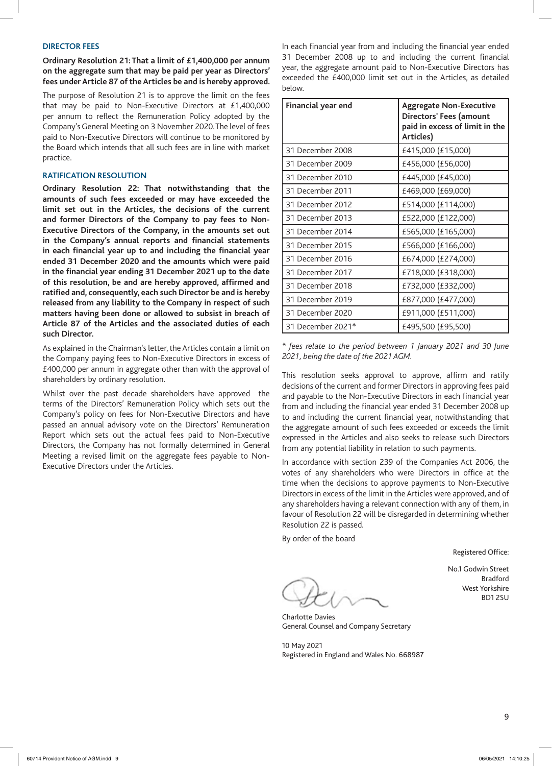## DIRECTOR FEES

**Ordinary Resolution 21: That a limit of £1,400,000 per annum on the aggregate sum that may be paid per year as Directors' fees under Article 87 of the Articles be and is hereby approved.**

The purpose of Resolution 21 is to approve the limit on the fees that may be paid to Non-Executive Directors at £1,400,000 per annum to reflect the Remuneration Policy adopted by the Company's General Meeting on 3 November 2020. The level of fees paid to Non-Executive Directors will continue to be monitored by the Board which intends that all such fees are in line with market practice.

## RATIFICATION RESOLUTION

**Ordinary Resolution 22: That notwithstanding that the amounts of such fees exceeded or may have exceeded the limit set out in the Articles, the decisions of the current and former Directors of the Company to pay fees to Non-Executive Directors of the Company, in the amounts set out in the Company's annual reports and financial statements in each financial year up to and including the financial year ended 31 December 2020 and the amounts which were paid in the financial year ending 31 December 2021 up to the date of this resolution, be and are hereby approved, affirmed and ratified and, consequently, each such Director be and is hereby released from any liability to the Company in respect of such matters having been done or allowed to subsist in breach of Article 87 of the Articles and the associated duties of each such Director.**

As explained in the Chairman's letter, the Articles contain a limit on the Company paying fees to Non-Executive Directors in excess of £400,000 per annum in aggregate other than with the approval of shareholders by ordinary resolution.

Whilst over the past decade shareholders have approved the terms of the Directors' Remuneration Policy which sets out the Company's policy on fees for Non-Executive Directors and have passed an annual advisory vote on the Directors' Remuneration Report which sets out the actual fees paid to Non-Executive Directors, the Company has not formally determined in General Meeting a revised limit on the aggregate fees payable to Non-Executive Directors under the Articles.

In each financial year from and including the financial year ended 31 December 2008 up to and including the current financial year, the aggregate amount paid to Non-Executive Directors has exceeded the £400,000 limit set out in the Articles, as detailed below.

| Financial year end | Aggregate Non-Executive Directors' Fees (amount paid in excess of limit in the Articles) |
|---|---|
| 31 December 2008 | £415,000 (£15,000) |
| 31 December 2009 | £456,000 (£56,000) |
| 31 December 2010 | £445,000 (£45,000) |
| 31 December 2011 | £469,000 (£69,000) |
| 31 December 2012 | £514,000 (£114,000) |
| 31 December 2013 | £522,000 (£122,000) |
| 31 December 2014 | £565,000 (£165,000) |
| 31 December 2015 | £566,000 (£166,000) |
| 31 December 2016 | £674,000 (£274,000) |
| 31 December 2017 | £718,000 (£318,000) |
| 31 December 2018 | £732,000 (£332,000) |
| 31 December 2019 | £877,000 (£477,000) |
| 31 December 2020 | £911,000 (£511,000) |
| 31 December 2021* | £495,500 (£95,500) |

*\* fees relate to the period between 1 January 2021 and 30 June 2021, being the date of the 2021 AGM.*

This resolution seeks approval to approve, affirm and ratify decisions of the current and former Directors in approving fees paid and payable to the Non-Executive Directors in each financial year from and including the financial year ended 31 December 2008 up to and including the current financial year, notwithstanding that the aggregate amount of such fees exceeded or exceeds the limit expressed in the Articles and also seeks to release such Directors from any potential liability in relation to such payments.

In accordance with section 239 of the Companies Act 2006, the votes of any shareholders who were Directors in office at the time when the decisions to approve payments to Non-Executive Directors in excess of the limit in the Articles were approved, and of any shareholders having a relevant connection with any of them, in favour of Resolution 22 will be disregarded in determining whether Resolution 22 is passed.

By order of the board

Registered Office:

No.1 Godwin Street
Bradford
West Yorkshire
BD1 2SU

Charlotte Davies
General Counsel and Company Secretary

10 May 2021
Registered in England and Wales No. 668987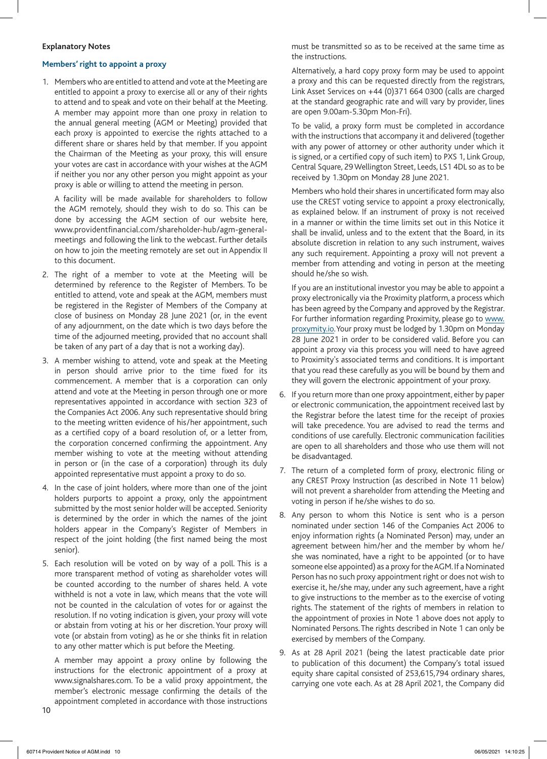**Explanatory Notes**

**Members' right to appoint a proxy**

1. Members who are entitled to attend and vote at the Meeting are entitled to appoint a proxy to exercise all or any of their rights to attend and to speak and vote on their behalf at the Meeting. A member may appoint more than one proxy in relation to the annual general meeting (AGM or Meeting) provided that each proxy is appointed to exercise the rights attached to a different share or shares held by that member. If you appoint the Chairman of the Meeting as your proxy, this will ensure your votes are cast in accordance with your wishes at the AGM if neither you nor any other person you might appoint as your proxy is able or willing to attend the meeting in person.

   A facility will be made available for shareholders to follow the AGM remotely, should they wish to do so. This can be done by accessing the AGM section of our website here, www.providentfinancial.com/shareholder-hub/agm-general-meetings and following the link to the webcast. Further details on how to join the meeting remotely are set out in Appendix II to this document.

2. The right of a member to vote at the Meeting will be determined by reference to the Register of Members. To be entitled to attend, vote and speak at the AGM, members must be registered in the Register of Members of the Company at close of business on Monday 28 June 2021 (or, in the event of any adjournment, on the date which is two days before the time of the adjourned meeting, provided that no account shall be taken of any part of a day that is not a working day).

3. A member wishing to attend, vote and speak at the Meeting in person should arrive prior to the time fixed for its commencement. A member that is a corporation can only attend and vote at the Meeting in person through one or more representatives appointed in accordance with section 323 of the Companies Act 2006. Any such representative should bring to the meeting written evidence of his/her appointment, such as a certified copy of a board resolution of, or a letter from, the corporation concerned confirming the appointment. Any member wishing to vote at the meeting without attending in person or (in the case of a corporation) through its duly appointed representative must appoint a proxy to do so.

4. In the case of joint holders, where more than one of the joint holders purports to appoint a proxy, only the appointment submitted by the most senior holder will be accepted. Seniority is determined by the order in which the names of the joint holders appear in the Company's Register of Members in respect of the joint holding (the first named being the most senior).

5. Each resolution will be voted on by way of a poll. This is a more transparent method of voting as shareholder votes will be counted according to the number of shares held. A vote withheld is not a vote in law, which means that the vote will not be counted in the calculation of votes for or against the resolution. If no voting indication is given, your proxy will vote or abstain from voting at his or her discretion. Your proxy will vote (or abstain from voting) as he or she thinks fit in relation to any other matter which is put before the Meeting.

   A member may appoint a proxy online by following the instructions for the electronic appointment of a proxy at www.signalshares.com. To be a valid proxy appointment, the member's electronic message confirming the details of the appointment completed in accordance with those instructions must be transmitted so as to be received at the same time as the instructions.

   Alternatively, a hard copy proxy form may be used to appoint a proxy and this can be requested directly from the registrars, Link Asset Services on +44 (0)371 664 0300 (calls are charged at the standard geographic rate and will vary by provider, lines are open 9.00am-5.30pm Mon-Fri).

   To be valid, a proxy form must be completed in accordance with the instructions that accompany it and delivered (together with any power of attorney or other authority under which it is signed, or a certified copy of such item) to PXS 1, Link Group, Central Square, 29 Wellington Street, Leeds, LS1 4DL so as to be received by 1.30pm on Monday 28 June 2021.

   Members who hold their shares in uncertificated form may also use the CREST voting service to appoint a proxy electronically, as explained below. If an instrument of proxy is not received in a manner or within the time limits set out in this Notice it shall be invalid, unless and to the extent that the Board, in its absolute discretion in relation to any such instrument, waives any such requirement. Appointing a proxy will not prevent a member from attending and voting in person at the meeting should he/she so wish.

   If you are an institutional investor you may be able to appoint a proxy electronically via the Proximity platform, a process which has been agreed by the Company and approved by the Registrar. For further information regarding Proximity, please go to www.proximity.io. Your proxy must be lodged by 1.30pm on Monday 28 June 2021 in order to be considered valid. Before you can appoint a proxy via this process you will need to have agreed to Proximity's associated terms and conditions. It is important that you read these carefully as you will be bound by them and they will govern the electronic appointment of your proxy.

6. If you return more than one proxy appointment, either by paper or electronic communication, the appointment received last by the Registrar before the latest time for the receipt of proxies will take precedence. You are advised to read the terms and conditions of use carefully. Electronic communication facilities are open to all shareholders and those who use them will not be disadvantaged.

7. The return of a completed form of proxy, electronic filing or any CREST Proxy Instruction (as described in Note 11 below) will not prevent a shareholder from attending the Meeting and voting in person if he/she wishes to do so.

8. Any person to whom this Notice is sent who is a person nominated under section 146 of the Companies Act 2006 to enjoy information rights (a Nominated Person) may, under an agreement between him/her and the member by whom he/she was nominated, have a right to be appointed (or to have someone else appointed) as a proxy for the AGM. If a Nominated Person has no such proxy appointment right or does not wish to exercise it, he/she may, under any such agreement, have a right to give instructions to the member as to the exercise of voting rights. The statement of the rights of members in relation to the appointment of proxies in Note 1 above does not apply to Nominated Persons. The rights described in Note 1 can only be exercised by members of the Company.

9. As at 28 April 2021 (being the latest practicable date prior to publication of this document) the Company's total issued equity share capital consisted of 253,615,794 ordinary shares, carrying one vote each. As at 28 April 2021, the Company did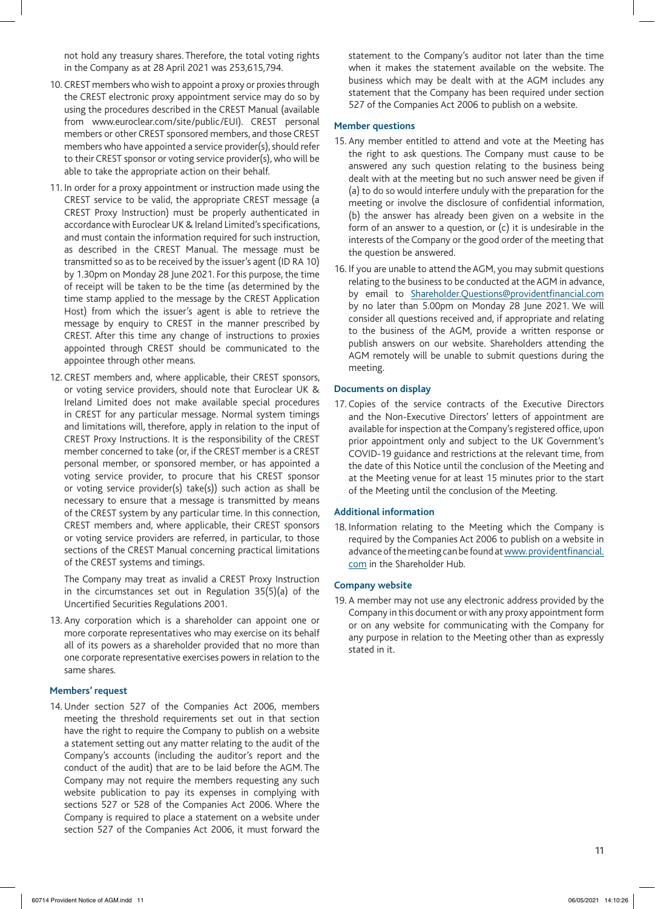not hold any treasury shares. Therefore, the total voting rights in the Company as at 28 April 2021 was 253,615,794.

10. CREST members who wish to appoint a proxy or proxies through the CREST electronic proxy appointment service may do so by using the procedures described in the CREST Manual (available from www.euroclear.com/site/public/EUI). CREST personal members or other CREST sponsored members, and those CREST members who have appointed a service provider(s), should refer to their CREST sponsor or voting service provider(s), who will be able to take the appropriate action on their behalf.

11. In order for a proxy appointment or instruction made using the CREST service to be valid, the appropriate CREST message (a CREST Proxy Instruction) must be properly authenticated in accordance with Euroclear UK & Ireland Limited's specifications, and must contain the information required for such instruction, as described in the CREST Manual. The message must be transmitted so as to be received by the issuer's agent (ID RA 10) by 1.30pm on Monday 28 June 2021. For this purpose, the time of receipt will be taken to be the time (as determined by the time stamp applied to the message by the CREST Application Host) from which the issuer's agent is able to retrieve the message by enquiry to CREST in the manner prescribed by CREST. After this time any change of instructions to proxies appointed through CREST should be communicated to the appointee through other means.

12. CREST members and, where applicable, their CREST sponsors, or voting service providers, should note that Euroclear UK & Ireland Limited does not make available special procedures in CREST for any particular message. Normal system timings and limitations will, therefore, apply in relation to the input of CREST Proxy Instructions. It is the responsibility of the CREST member concerned to take (or, if the CREST member is a CREST personal member, or sponsored member, or has appointed a voting service provider, to procure that his CREST sponsor or voting service provider(s) take(s)) such action as shall be necessary to ensure that a message is transmitted by means of the CREST system by any particular time. In this connection, CREST members and, where applicable, their CREST sponsors or voting service providers are referred, in particular, to those sections of the CREST Manual concerning practical limitations of the CREST systems and timings.

    The Company may treat as invalid a CREST Proxy Instruction in the circumstances set out in Regulation 35(5)(a) of the Uncertified Securities Regulations 2001.

13. Any corporation which is a shareholder can appoint one or more corporate representatives who may exercise on its behalf all of its powers as a shareholder provided that no more than one corporate representative exercises powers in relation to the same shares.

### Members' request

14. Under section 527 of the Companies Act 2006, members meeting the threshold requirements set out in that section have the right to require the Company to publish on a website a statement setting out any matter relating to the audit of the Company's accounts (including the auditor's report and the conduct of the audit) that are to be laid before the AGM. The Company may not require the members requesting any such website publication to pay its expenses in complying with sections 527 or 528 of the Companies Act 2006. Where the Company is required to place a statement on a website under section 527 of the Companies Act 2006, it must forward the statement to the Company's auditor not later than the time when it makes the statement available on the website. The business which may be dealt with at the AGM includes any statement that the Company has been required under section 527 of the Companies Act 2006 to publish on a website.

### Member questions

15. Any member entitled to attend and vote at the Meeting has the right to ask questions. The Company must cause to be answered any such question relating to the business being dealt with at the meeting but no such answer need be given if (a) to do so would interfere unduly with the preparation for the meeting or involve the disclosure of confidential information, (b) the answer has already been given on a website in the form of an answer to a question, or (c) it is undesirable in the interests of the Company or the good order of the meeting that the question be answered.

16. If you are unable to attend the AGM, you may submit questions relating to the business to be conducted at the AGM in advance, by email to Shareholder.Questions@providentfinancial.com by no later than 5.00pm on Monday 28 June 2021. We will consider all questions received and, if appropriate and relating to the business of the AGM, provide a written response or publish answers on our website. Shareholders attending the AGM remotely will be unable to submit questions during the meeting.

### Documents on display

17. Copies of the service contracts of the Executive Directors and the Non-Executive Directors' letters of appointment are available for inspection at the Company's registered office, upon prior appointment only and subject to the UK Government's COVID-19 guidance and restrictions at the relevant time, from the date of this Notice until the conclusion of the Meeting and at the Meeting venue for at least 15 minutes prior to the start of the Meeting until the conclusion of the Meeting.

### Additional information

18. Information relating to the Meeting which the Company is required by the Companies Act 2006 to publish on a website in advance of the meeting can be found at www.providentfinancial.com in the Shareholder Hub.

### Company website

19. A member may not use any electronic address provided by the Company in this document or with any proxy appointment form or on any website for communicating with the Company for any purpose in relation to the Meeting other than as expressly stated in it.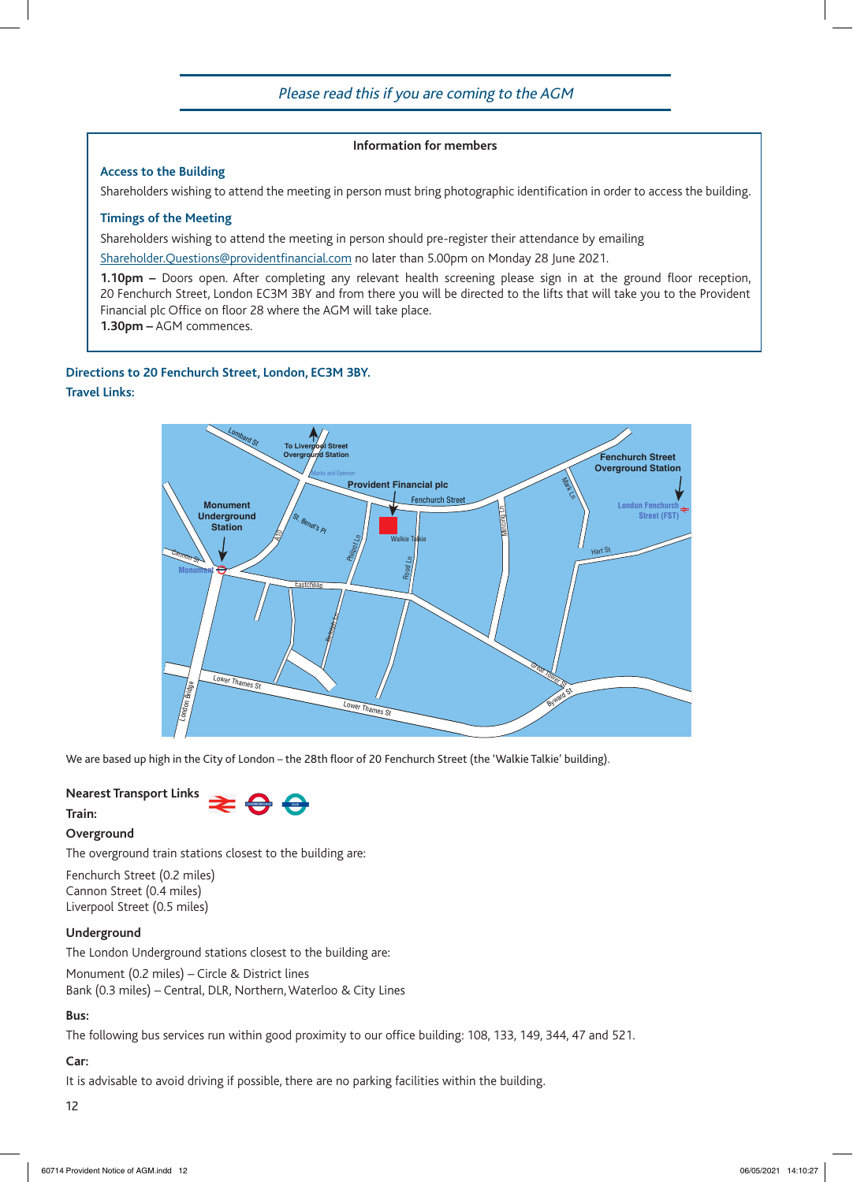*Please read this if you are coming to the AGM*

**Information for members**

### Access to the Building

Shareholders wishing to attend the meeting in person must bring photographic identification in order to access the building.

### Timings of the Meeting

Shareholders wishing to attend the meeting in person should pre-register their attendance by emailing Shareholder.Questions@providentfinancial.com no later than 5.00pm on Monday 28 June 2021.

**1.10pm –** Doors open. After completing any relevant health screening please sign in at the ground floor reception, 20 Fenchurch Street, London EC3M 3BY and from there you will be directed to the lifts that will take you to the Provident Financial plc Office on floor 28 where the AGM will take place.
**1.30pm –** AGM commences.

### Directions to 20 Fenchurch Street, London, EC3M 3BY.

### Travel Links:

We are based up high in the City of London – the 28th floor of 20 Fenchurch Street (the 'Walkie Talkie' building).

**Nearest Transport Links**

**Train:**

**Overground**

The overground train stations closest to the building are:

Fenchurch Street (0.2 miles)
Cannon Street (0.4 miles)
Liverpool Street (0.5 miles)

**Underground**

The London Underground stations closest to the building are:

Monument (0.2 miles) – Circle & District lines
Bank (0.3 miles) – Central, DLR, Northern, Waterloo & City Lines

**Bus:**

The following bus services run within good proximity to our office building: 108, 133, 149, 344, 47 and 521.

**Car:**

It is advisable to avoid driving if possible, there are no parking facilities within the building.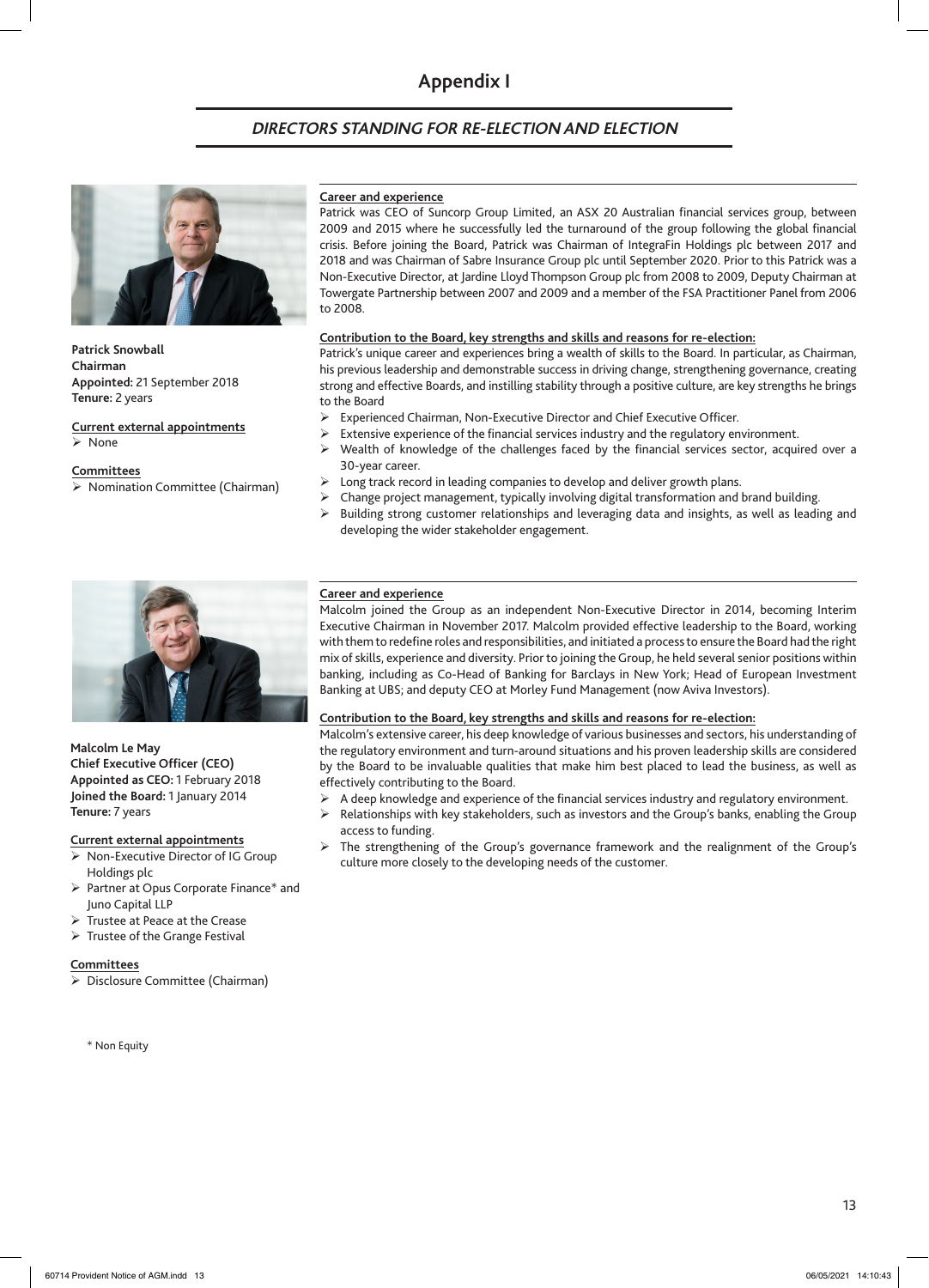# Appendix I

## *DIRECTORS STANDING FOR RE-ELECTION AND ELECTION*

**Patrick Snowball**
**Chairman**
**Appointed:** 21 September 2018
**Tenure:** 2 years

**Current external appointments**

- None

**Committees**

- Nomination Committee (Chairman)

**Career and experience**

Patrick was CEO of Suncorp Group Limited, an ASX 20 Australian financial services group, between 2009 and 2015 where he successfully led the turnaround of the group following the global financial crisis. Before joining the Board, Patrick was Chairman of IntegraFin Holdings plc between 2017 and 2018 and was Chairman of Sabre Insurance Group plc until September 2020. Prior to this Patrick was a Non-Executive Director, at Jardine Lloyd Thompson Group plc from 2008 to 2009, Deputy Chairman at Towergate Partnership between 2007 and 2009 and a member of the FSA Practitioner Panel from 2006 to 2008.

**Contribution to the Board, key strengths and skills and reasons for re-election:**

Patrick's unique career and experiences bring a wealth of skills to the Board. In particular, as Chairman, his previous leadership and demonstrable success in driving change, strengthening governance, creating strong and effective Boards, and instilling stability through a positive culture, are key strengths he brings to the Board

- Experienced Chairman, Non-Executive Director and Chief Executive Officer.
- Extensive experience of the financial services industry and the regulatory environment.
- Wealth of knowledge of the challenges faced by the financial services sector, acquired over a 30-year career.
- Long track record in leading companies to develop and deliver growth plans.
- Change project management, typically involving digital transformation and brand building.
- Building strong customer relationships and leveraging data and insights, as well as leading and developing the wider stakeholder engagement.

**Malcolm Le May**
**Chief Executive Officer (CEO)**
**Appointed as CEO:** 1 February 2018
**Joined the Board:** 1 January 2014
**Tenure:** 7 years

**Current external appointments**

- Non-Executive Director of IG Group Holdings plc
- Partner at Opus Corporate Finance* and Juno Capital LLP
- Trustee at Peace at the Crease
- Trustee of the Grange Festival

**Committees**

- Disclosure Committee (Chairman)

\* Non Equity

**Career and experience**

Malcolm joined the Group as an independent Non-Executive Director in 2014, becoming Interim Executive Chairman in November 2017. Malcolm provided effective leadership to the Board, working with them to redefine roles and responsibilities, and initiated a process to ensure the Board had the right mix of skills, experience and diversity. Prior to joining the Group, he held several senior positions within banking, including as Co-Head of Banking for Barclays in New York; Head of European Investment Banking at UBS; and deputy CEO at Morley Fund Management (now Aviva Investors).

**Contribution to the Board, key strengths and skills and reasons for re-election:**

Malcolm's extensive career, his deep knowledge of various businesses and sectors, his understanding of the regulatory environment and turn-around situations and his proven leadership skills are considered by the Board to be invaluable qualities that make him best placed to lead the business, as well as effectively contributing to the Board.

- A deep knowledge and experience of the financial services industry and regulatory environment.
- Relationships with key stakeholders, such as investors and the Group's banks, enabling the Group access to funding.
- The strengthening of the Group's governance framework and the realignment of the Group's culture more closely to the developing needs of the customer.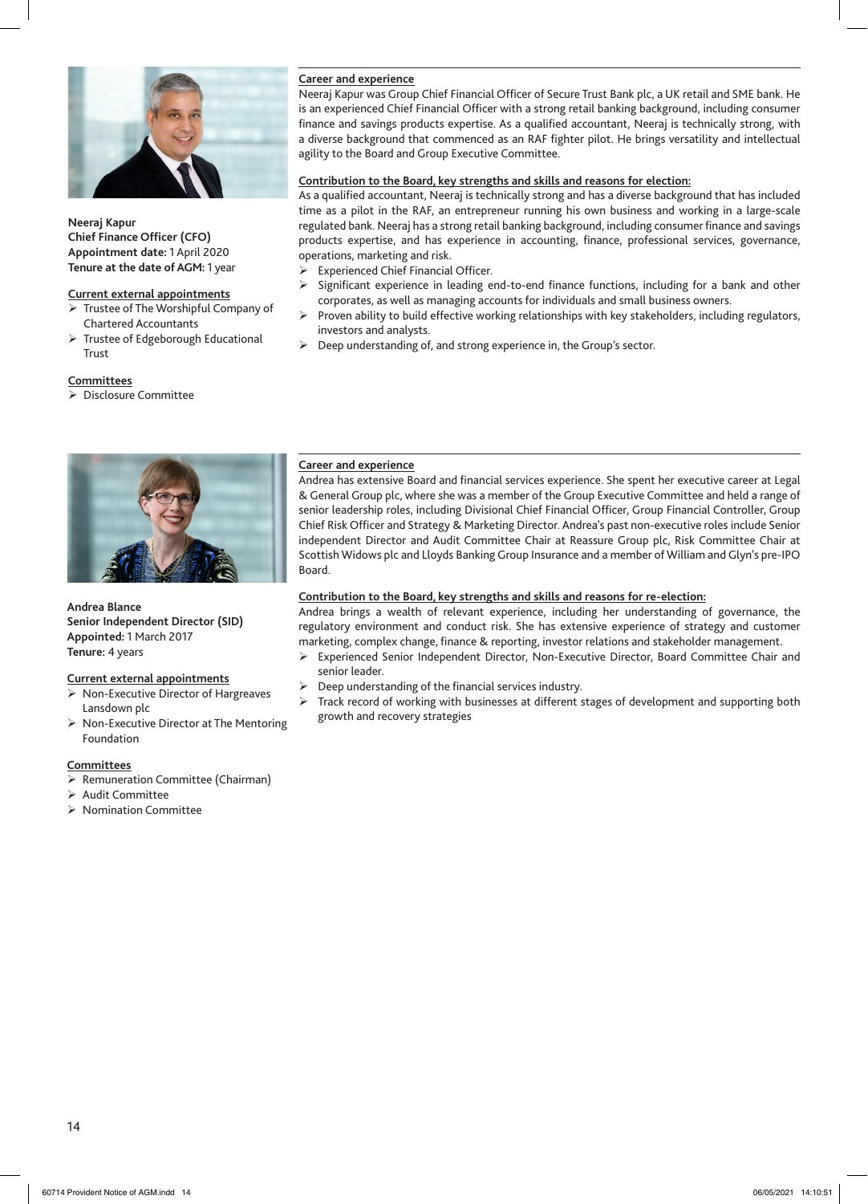**Neeraj Kapur**
**Chief Finance Officer (CFO)**
**Appointment date:** 1 April 2020
**Tenure at the date of AGM:** 1 year

**Current external appointments**

- Trustee of The Worshipful Company of Chartered Accountants
- Trustee of Edgeborough Educational Trust

**Committees**

- Disclosure Committee

**Career and experience**

Neeraj Kapur was Group Chief Financial Officer of Secure Trust Bank plc, a UK retail and SME bank. He is an experienced Chief Financial Officer with a strong retail banking background, including consumer finance and savings products expertise. As a qualified accountant, Neeraj is technically strong, with a diverse background that commenced as an RAF fighter pilot. He brings versatility and intellectual agility to the Board and Group Executive Committee.

**Contribution to the Board, key strengths and skills and reasons for election:**

As a qualified accountant, Neeraj is technically strong and has a diverse background that has included time as a pilot in the RAF, an entrepreneur running his own business and working in a large-scale regulated bank. Neeraj has a strong retail banking background, including consumer finance and savings products expertise, and has experience in accounting, finance, professional services, governance, operations, marketing and risk.

- Experienced Chief Financial Officer.
- Significant experience in leading end-to-end finance functions, including for a bank and other corporates, as well as managing accounts for individuals and small business owners.
- Proven ability to build effective working relationships with key stakeholders, including regulators, investors and analysts.
- Deep understanding of, and strong experience in, the Group's sector.

**Andrea Blance**
**Senior Independent Director (SID)**
**Appointed:** 1 March 2017
**Tenure:** 4 years

**Current external appointments**

- Non-Executive Director of Hargreaves Lansdown plc
- Non-Executive Director at The Mentoring Foundation

**Committees**

- Remuneration Committee (Chairman)
- Audit Committee
- Nomination Committee

**Career and experience**

Andrea has extensive Board and financial services experience. She spent her executive career at Legal & General Group plc, where she was a member of the Group Executive Committee and held a range of senior leadership roles, including Divisional Chief Financial Officer, Group Financial Controller, Group Chief Risk Officer and Strategy & Marketing Director. Andrea's past non-executive roles include Senior independent Director and Audit Committee Chair at Reassure Group plc, Risk Committee Chair at Scottish Widows plc and Lloyds Banking Group Insurance and a member of William and Glyn's pre-IPO Board.

**Contribution to the Board, key strengths and skills and reasons for re-election:**

Andrea brings a wealth of relevant experience, including her understanding of governance, the regulatory environment and conduct risk. She has extensive experience of strategy and customer marketing, complex change, finance & reporting, investor relations and stakeholder management.

- Experienced Senior Independent Director, Non-Executive Director, Board Committee Chair and senior leader.
- Deep understanding of the financial services industry.
- Track record of working with businesses at different stages of development and supporting both growth and recovery strategies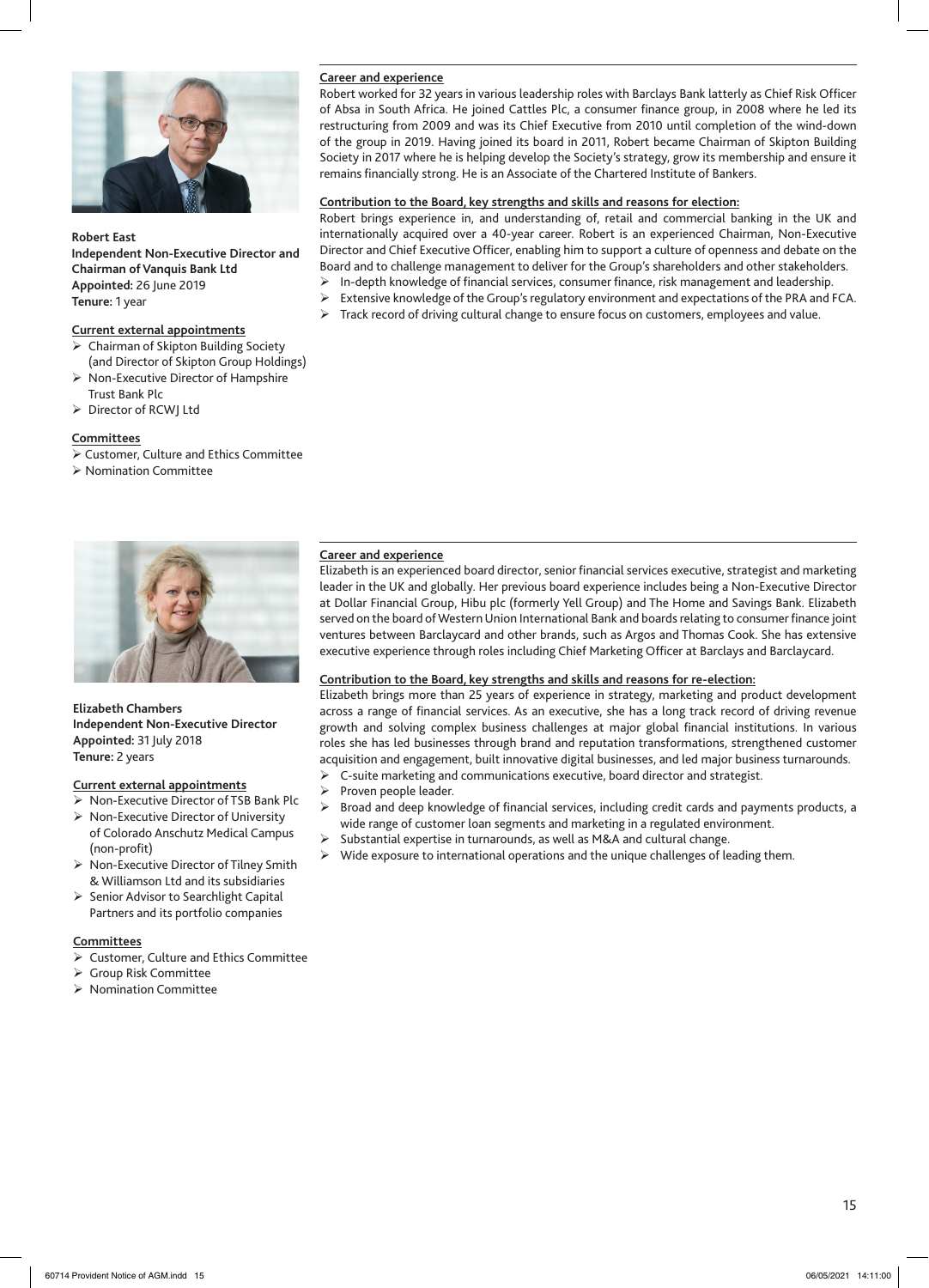**Robert East**
**Independent Non-Executive Director and Chairman of Vanquis Bank Ltd**
**Appointed:** 26 June 2019
**Tenure:** 1 year

**Current external appointments**

- Chairman of Skipton Building Society (and Director of Skipton Group Holdings)
- Non-Executive Director of Hampshire Trust Bank Plc
- Director of RCWJ Ltd

**Committees**

- Customer, Culture and Ethics Committee
- Nomination Committee

**Career and experience**

Robert worked for 32 years in various leadership roles with Barclays Bank latterly as Chief Risk Officer of Absa in South Africa. He joined Cattles Plc, a consumer finance group, in 2008 where he led its restructuring from 2009 and was its Chief Executive from 2010 until completion of the wind-down of the group in 2019. Having joined its board in 2011, Robert became Chairman of Skipton Building Society in 2017 where he is helping develop the Society's strategy, grow its membership and ensure it remains financially strong. He is an Associate of the Chartered Institute of Bankers.

**Contribution to the Board, key strengths and skills and reasons for election:**

Robert brings experience in, and understanding of, retail and commercial banking in the UK and internationally acquired over a 40-year career. Robert is an experienced Chairman, Non-Executive Director and Chief Executive Officer, enabling him to support a culture of openness and debate on the Board and to challenge management to deliver for the Group's shareholders and other stakeholders.

- In-depth knowledge of financial services, consumer finance, risk management and leadership.
- Extensive knowledge of the Group's regulatory environment and expectations of the PRA and FCA.
- Track record of driving cultural change to ensure focus on customers, employees and value.

**Elizabeth Chambers**
**Independent Non-Executive Director**
**Appointed:** 31 July 2018
**Tenure:** 2 years

**Current external appointments**

- Non-Executive Director of TSB Bank Plc
- Non-Executive Director of University of Colorado Anschutz Medical Campus (non-profit)
- Non-Executive Director of Tilney Smith & Williamson Ltd and its subsidiaries
- Senior Advisor to Searchlight Capital Partners and its portfolio companies

**Committees**

- Customer, Culture and Ethics Committee
- Group Risk Committee
- Nomination Committee

**Career and experience**

Elizabeth is an experienced board director, senior financial services executive, strategist and marketing leader in the UK and globally. Her previous board experience includes being a Non-Executive Director at Dollar Financial Group, Hibu plc (formerly Yell Group) and The Home and Savings Bank. Elizabeth served on the board of Western Union International Bank and boards relating to consumer finance joint ventures between Barclaycard and other brands, such as Argos and Thomas Cook. She has extensive executive experience through roles including Chief Marketing Officer at Barclays and Barclaycard.

**Contribution to the Board, key strengths and skills and reasons for re-election:**

Elizabeth brings more than 25 years of experience in strategy, marketing and product development across a range of financial services. As an executive, she has a long track record of driving revenue growth and solving complex business challenges at major global financial institutions. In various roles she has led businesses through brand and reputation transformations, strengthened customer acquisition and engagement, built innovative digital businesses, and led major business turnarounds.

- C-suite marketing and communications executive, board director and strategist.
- Proven people leader.
- Broad and deep knowledge of financial services, including credit cards and payments products, a wide range of customer loan segments and marketing in a regulated environment.
- Substantial expertise in turnarounds, as well as M&A and cultural change.
- Wide exposure to international operations and the unique challenges of leading them.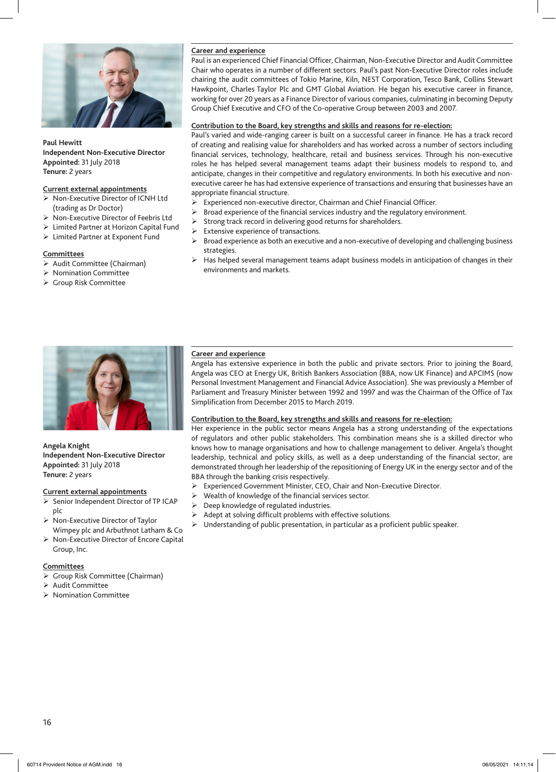**Paul Hewitt**
**Independent Non-Executive Director**
**Appointed:** 31 July 2018
**Tenure:** 2 years

**Current external appointments**

- Non-Executive Director of ICNH Ltd (trading as Dr Doctor)
- Non-Executive Director of Feebris Ltd
- Limited Partner at Horizon Capital Fund
- Limited Partner at Exponent Fund

**Committees**

- Audit Committee (Chairman)
- Nomination Committee
- Group Risk Committee

**Career and experience**

Paul is an experienced Chief Financial Officer, Chairman, Non-Executive Director and Audit Committee Chair who operates in a number of different sectors. Paul's past Non-Executive Director roles include chairing the audit committees of Tokio Marine, Kiln, NEST Corporation, Tesco Bank, Collins Stewart Hawkpoint, Charles Taylor Plc and GMT Global Aviation. He began his executive career in finance, working for over 20 years as a Finance Director of various companies, culminating in becoming Deputy Group Chief Executive and CFO of the Co-operative Group between 2003 and 2007.

**Contribution to the Board, key strengths and skills and reasons for re-election:**

Paul's varied and wide-ranging career is built on a successful career in finance. He has a track record of creating and realising value for shareholders and has worked across a number of sectors including financial services, technology, healthcare, retail and business services. Through his non-executive roles he has helped several management teams adapt their business models to respond to, and anticipate, changes in their competitive and regulatory environments. In both his executive and non-executive career he has had extensive experience of transactions and ensuring that businesses have an appropriate financial structure.

- Experienced non-executive director, Chairman and Chief Financial Officer.
- Broad experience of the financial services industry and the regulatory environment.
- Strong track record in delivering good returns for shareholders.
- Extensive experience of transactions.
- Broad experience as both an executive and a non-executive of developing and challenging business strategies.
- Has helped several management teams adapt business models in anticipation of changes in their environments and markets.

**Angela Knight**
**Independent Non-Executive Director**
**Appointed:** 31 July 2018
**Tenure:** 2 years

**Current external appointments**

- Senior Independent Director of TP ICAP plc
- Non-Executive Director of Taylor Wimpey plc and Arbuthnot Latham & Co
- Non-Executive Director of Encore Capital Group, Inc.

**Committees**

- Group Risk Committee (Chairman)
- Audit Committee
- Nomination Committee

**Career and experience**

Angela has extensive experience in both the public and private sectors. Prior to joining the Board, Angela was CEO at Energy UK, British Bankers Association (BBA, now UK Finance) and APCIMS (now Personal Investment Management and Financial Advice Association). She was previously a Member of Parliament and Treasury Minister between 1992 and 1997 and was the Chairman of the Office of Tax Simplification from December 2015 to March 2019.

**Contribution to the Board, key strengths and skills and reasons for re-election:**

Her experience in the public sector means Angela has a strong understanding of the expectations of regulators and other public stakeholders. This combination means she is a skilled director who knows how to manage organisations and how to challenge management to deliver. Angela's thought leadership, technical and policy skills, as well as a deep understanding of the financial sector, are demonstrated through her leadership of the repositioning of Energy UK in the energy sector and of the BBA through the banking crisis respectively.

- Experienced Government Minister, CEO, Chair and Non-Executive Director.
- Wealth of knowledge of the financial services sector.
- Deep knowledge of regulated industries.
- Adept at solving difficult problems with effective solutions.
- Understanding of public presentation, in particular as a proficient public speaker.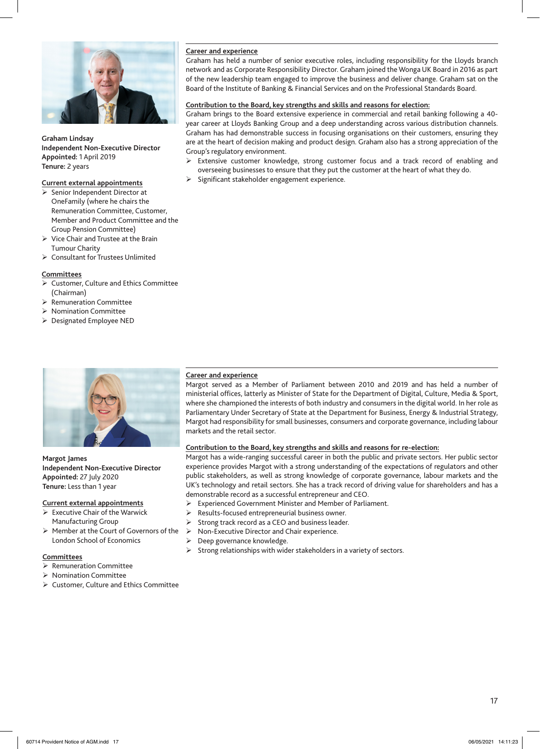**Graham Lindsay**
**Independent Non-Executive Director**
**Appointed:** 1 April 2019
**Tenure:** 2 years

**Current external appointments**

- Senior Independent Director at OneFamily (where he chairs the Remuneration Committee, Customer, Member and Product Committee and the Group Pension Committee)
- Vice Chair and Trustee at the Brain Tumour Charity
- Consultant for Trustees Unlimited

**Committees**

- Customer, Culture and Ethics Committee (Chairman)
- Remuneration Committee
- Nomination Committee
- Designated Employee NED

**Career and experience**

Graham has held a number of senior executive roles, including responsibility for the Lloyds branch network and as Corporate Responsibility Director. Graham joined the Wonga UK Board in 2016 as part of the new leadership team engaged to improve the business and deliver change. Graham sat on the Board of the Institute of Banking & Financial Services and on the Professional Standards Board.

**Contribution to the Board, key strengths and skills and reasons for election:**

Graham brings to the Board extensive experience in commercial and retail banking following a 40-year career at Lloyds Banking Group and a deep understanding across various distribution channels. Graham has had demonstrable success in focusing organisations on their customers, ensuring they are at the heart of decision making and product design. Graham also has a strong appreciation of the Group's regulatory environment.

- Extensive customer knowledge, strong customer focus and a track record of enabling and overseeing businesses to ensure that they put the customer at the heart of what they do.
- Significant stakeholder engagement experience.

**Margot James**
**Independent Non-Executive Director**
**Appointed:** 27 July 2020
**Tenure:** Less than 1 year

**Current external appointments**

- Executive Chair of the Warwick Manufacturing Group
- Member at the Court of Governors of the London School of Economics

**Committees**

- Remuneration Committee
- Nomination Committee
- Customer, Culture and Ethics Committee

**Career and experience**

Margot served as a Member of Parliament between 2010 and 2019 and has held a number of ministerial offices, latterly as Minister of State for the Department of Digital, Culture, Media & Sport, where she championed the interests of both industry and consumers in the digital world. In her role as Parliamentary Under Secretary of State at the Department for Business, Energy & Industrial Strategy, Margot had responsibility for small businesses, consumers and corporate governance, including labour markets and the retail sector.

**Contribution to the Board, key strengths and skills and reasons for re-election:**

Margot has a wide-ranging successful career in both the public and private sectors. Her public sector experience provides Margot with a strong understanding of the expectations of regulators and other public stakeholders, as well as strong knowledge of corporate governance, labour markets and the UK's technology and retail sectors. She has a track record of driving value for shareholders and has a demonstrable record as a successful entrepreneur and CEO.

- Experienced Government Minister and Member of Parliament.
- Results-focused entrepreneurial business owner.
- Strong track record as a CEO and business leader.
- Non-Executive Director and Chair experience.
- Deep governance knowledge.
- Strong relationships with wider stakeholders in a variety of sectors.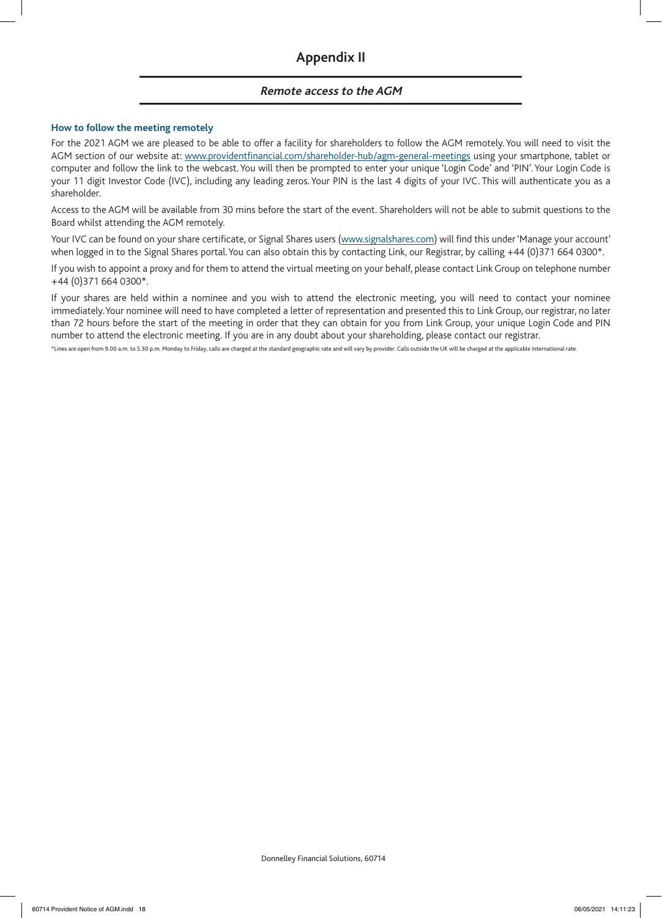# Appendix II

## *Remote access to the AGM*

### How to follow the meeting remotely

For the 2021 AGM we are pleased to be able to offer a facility for shareholders to follow the AGM remotely. You will need to visit the AGM section of our website at: www.providentfinancial.com/shareholder-hub/agm-general-meetings using your smartphone, tablet or computer and follow the link to the webcast. You will then be prompted to enter your unique 'Login Code' and 'PIN'. Your Login Code is your 11 digit Investor Code (IVC), including any leading zeros. Your PIN is the last 4 digits of your IVC. This will authenticate you as a shareholder.

Access to the AGM will be available from 30 mins before the start of the event. Shareholders will not be able to submit questions to the Board whilst attending the AGM remotely.

Your IVC can be found on your share certificate, or Signal Shares users (www.signalshares.com) will find this under 'Manage your account' when logged in to the Signal Shares portal. You can also obtain this by contacting Link, our Registrar, by calling +44 (0)371 664 0300*.

If you wish to appoint a proxy and for them to attend the virtual meeting on your behalf, please contact Link Group on telephone number +44 (0)371 664 0300*.

If your shares are held within a nominee and you wish to attend the electronic meeting, you will need to contact your nominee immediately. Your nominee will need to have completed a letter of representation and presented this to Link Group, our registrar, no later than 72 hours before the start of the meeting in order that they can obtain for you from Link Group, your unique Login Code and PIN number to attend the electronic meeting. If you are in any doubt about your shareholding, please contact our registrar.

*Lines are open from 9.00 a.m. to 5.30 p.m. Monday to Friday, calls are charged at the standard geographic rate and will vary by provider. Calls outside the UK will be charged at the applicable international rate.

Donnelley Financial Solutions, 60714